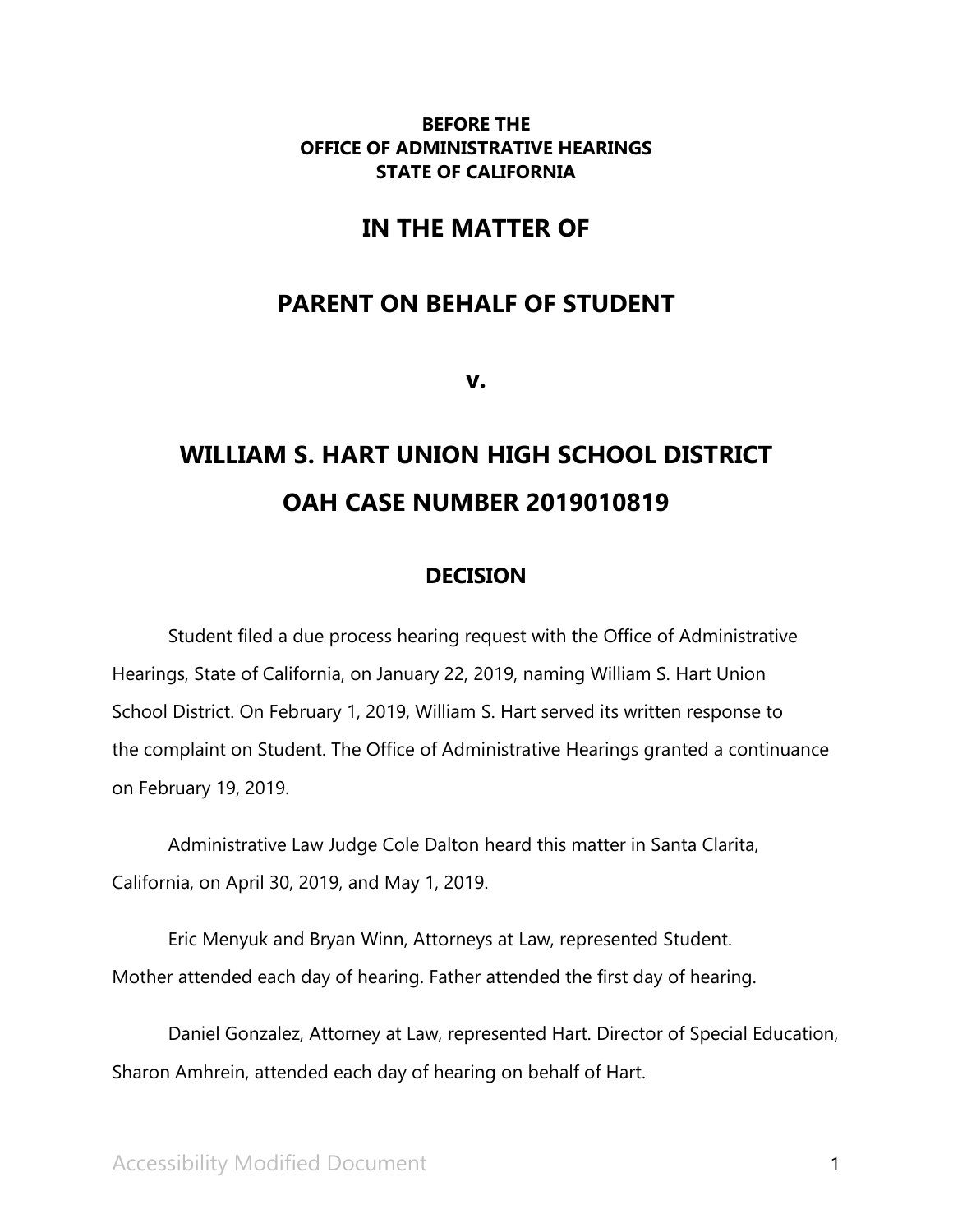**BEFORE THE**
**OFFICE OF ADMINISTRATIVE HEARINGS**
**STATE OF CALIFORNIA**

# IN THE MATTER OF

# PARENT ON BEHALF OF STUDENT

# v.

# WILLIAM S. HART UNION HIGH SCHOOL DISTRICT

# OAH CASE NUMBER 2019010819

## DECISION

Student filed a due process hearing request with the Office of Administrative Hearings, State of California, on January 22, 2019, naming William S. Hart Union School District. On February 1, 2019, William S. Hart served its written response to the complaint on Student. The Office of Administrative Hearings granted a continuance on February 19, 2019.

Administrative Law Judge Cole Dalton heard this matter in Santa Clarita, California, on April 30, 2019, and May 1, 2019.

Eric Menyuk and Bryan Winn, Attorneys at Law, represented Student. Mother attended each day of hearing. Father attended the first day of hearing.

Daniel Gonzalez, Attorney at Law, represented Hart. Director of Special Education, Sharon Amhrein, attended each day of hearing on behalf of Hart.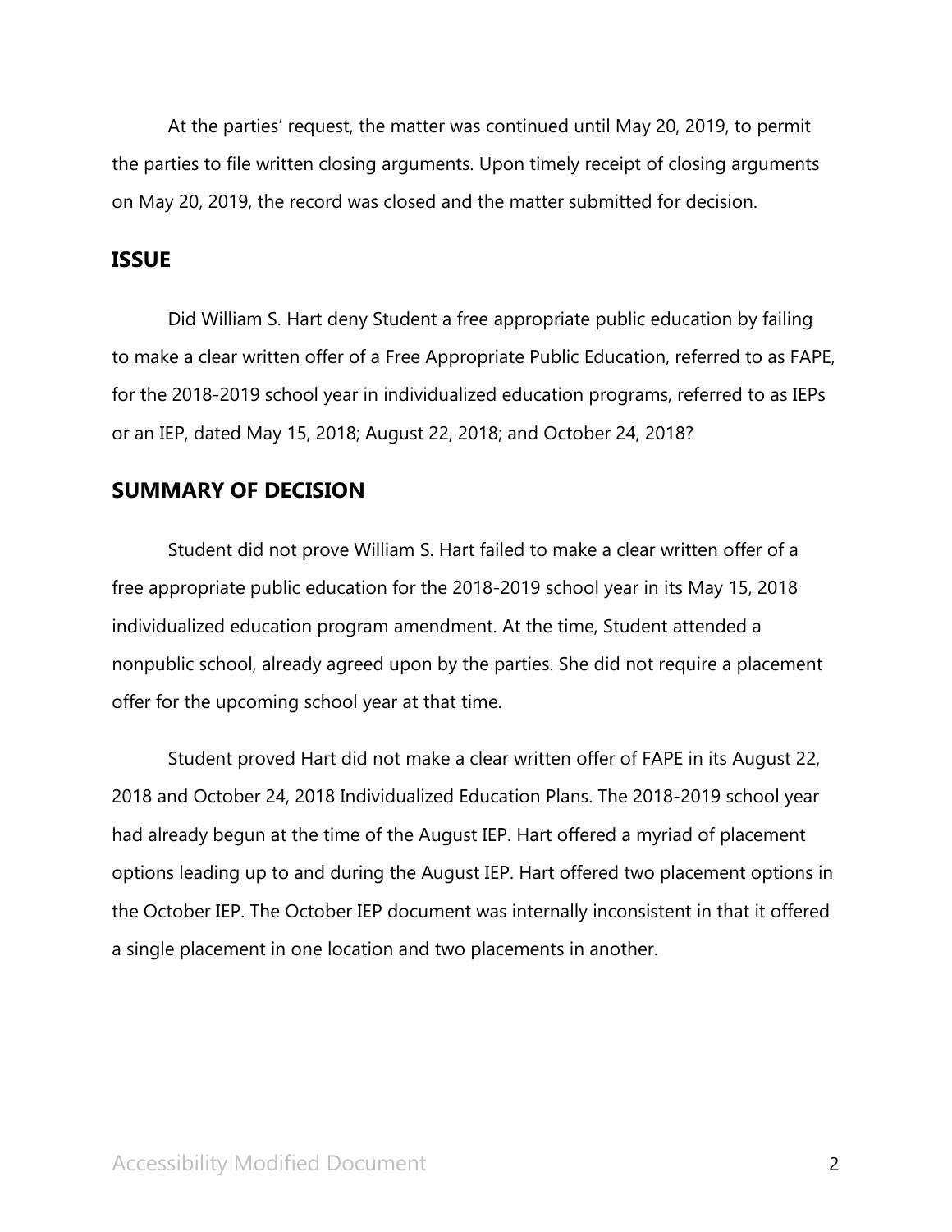At the parties' request, the matter was continued until May 20, 2019, to permit the parties to file written closing arguments. Upon timely receipt of closing arguments on May 20, 2019, the record was closed and the matter submitted for decision.

## ISSUE

Did William S. Hart deny Student a free appropriate public education by failing to make a clear written offer of a Free Appropriate Public Education, referred to as FAPE, for the 2018-2019 school year in individualized education programs, referred to as IEPs or an IEP, dated May 15, 2018; August 22, 2018; and October 24, 2018?

## SUMMARY OF DECISION

Student did not prove William S. Hart failed to make a clear written offer of a free appropriate public education for the 2018-2019 school year in its May 15, 2018 individualized education program amendment. At the time, Student attended a nonpublic school, already agreed upon by the parties. She did not require a placement offer for the upcoming school year at that time.

Student proved Hart did not make a clear written offer of FAPE in its August 22, 2018 and October 24, 2018 Individualized Education Plans. The 2018-2019 school year had already begun at the time of the August IEP. Hart offered a myriad of placement options leading up to and during the August IEP. Hart offered two placement options in the October IEP. The October IEP document was internally inconsistent in that it offered a single placement in one location and two placements in another.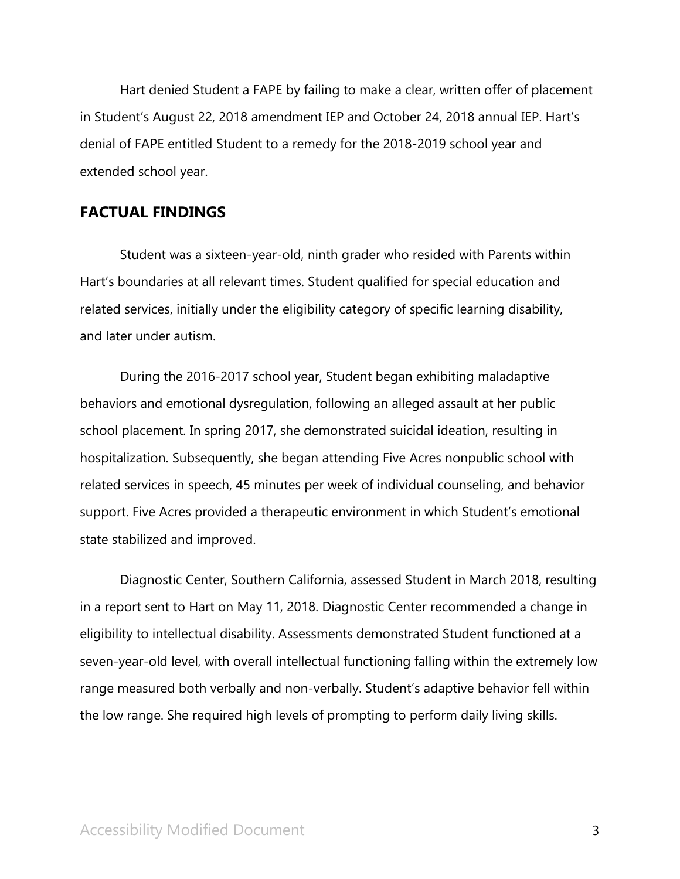Hart denied Student a FAPE by failing to make a clear, written offer of placement in Student's August 22, 2018 amendment IEP and October 24, 2018 annual IEP. Hart's denial of FAPE entitled Student to a remedy for the 2018-2019 school year and extended school year.

## FACTUAL FINDINGS

Student was a sixteen-year-old, ninth grader who resided with Parents within Hart's boundaries at all relevant times. Student qualified for special education and related services, initially under the eligibility category of specific learning disability, and later under autism.

During the 2016-2017 school year, Student began exhibiting maladaptive behaviors and emotional dysregulation, following an alleged assault at her public school placement. In spring 2017, she demonstrated suicidal ideation, resulting in hospitalization. Subsequently, she began attending Five Acres nonpublic school with related services in speech, 45 minutes per week of individual counseling, and behavior support. Five Acres provided a therapeutic environment in which Student's emotional state stabilized and improved.

Diagnostic Center, Southern California, assessed Student in March 2018, resulting in a report sent to Hart on May 11, 2018. Diagnostic Center recommended a change in eligibility to intellectual disability. Assessments demonstrated Student functioned at a seven-year-old level, with overall intellectual functioning falling within the extremely low range measured both verbally and non-verbally. Student's adaptive behavior fell within the low range. She required high levels of prompting to perform daily living skills.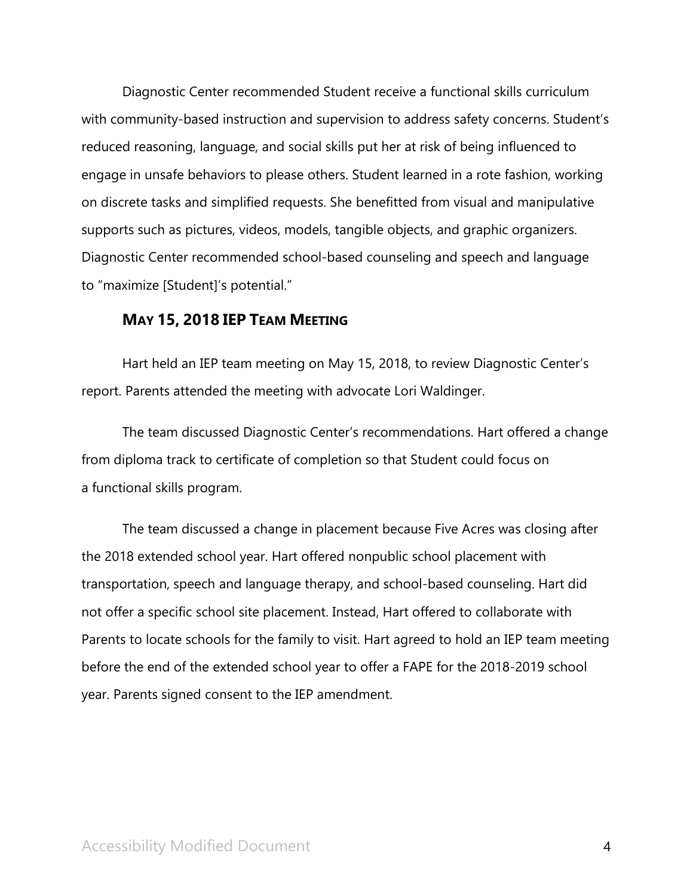Diagnostic Center recommended Student receive a functional skills curriculum with community-based instruction and supervision to address safety concerns. Student's reduced reasoning, language, and social skills put her at risk of being influenced to engage in unsafe behaviors to please others. Student learned in a rote fashion, working on discrete tasks and simplified requests. She benefitted from visual and manipulative supports such as pictures, videos, models, tangible objects, and graphic organizers. Diagnostic Center recommended school-based counseling and speech and language to "maximize [Student]'s potential."

### MAY 15, 2018 IEP TEAM MEETING

Hart held an IEP team meeting on May 15, 2018, to review Diagnostic Center's report. Parents attended the meeting with advocate Lori Waldinger.

The team discussed Diagnostic Center's recommendations. Hart offered a change from diploma track to certificate of completion so that Student could focus on a functional skills program.

The team discussed a change in placement because Five Acres was closing after the 2018 extended school year. Hart offered nonpublic school placement with transportation, speech and language therapy, and school-based counseling. Hart did not offer a specific school site placement. Instead, Hart offered to collaborate with Parents to locate schools for the family to visit. Hart agreed to hold an IEP team meeting before the end of the extended school year to offer a FAPE for the 2018-2019 school year. Parents signed consent to the IEP amendment.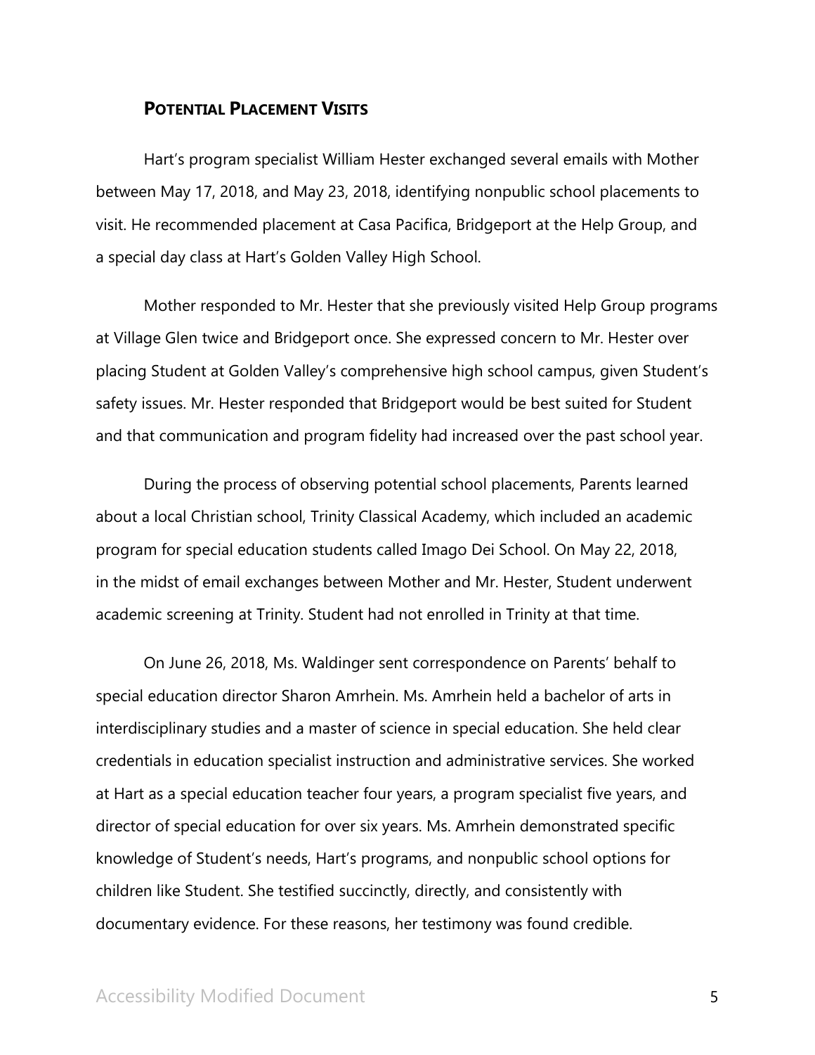### **POTENTIAL PLACEMENT VISITS**

Hart's program specialist William Hester exchanged several emails with Mother between May 17, 2018, and May 23, 2018, identifying nonpublic school placements to visit. He recommended placement at Casa Pacifica, Bridgeport at the Help Group, and a special day class at Hart's Golden Valley High School.

Mother responded to Mr. Hester that she previously visited Help Group programs at Village Glen twice and Bridgeport once. She expressed concern to Mr. Hester over placing Student at Golden Valley's comprehensive high school campus, given Student's safety issues. Mr. Hester responded that Bridgeport would be best suited for Student and that communication and program fidelity had increased over the past school year.

During the process of observing potential school placements, Parents learned about a local Christian school, Trinity Classical Academy, which included an academic program for special education students called Imago Dei School. On May 22, 2018, in the midst of email exchanges between Mother and Mr. Hester, Student underwent academic screening at Trinity. Student had not enrolled in Trinity at that time.

On June 26, 2018, Ms. Waldinger sent correspondence on Parents' behalf to special education director Sharon Amrhein. Ms. Amrhein held a bachelor of arts in interdisciplinary studies and a master of science in special education. She held clear credentials in education specialist instruction and administrative services. She worked at Hart as a special education teacher four years, a program specialist five years, and director of special education for over six years. Ms. Amrhein demonstrated specific knowledge of Student's needs, Hart's programs, and nonpublic school options for children like Student. She testified succinctly, directly, and consistently with documentary evidence. For these reasons, her testimony was found credible.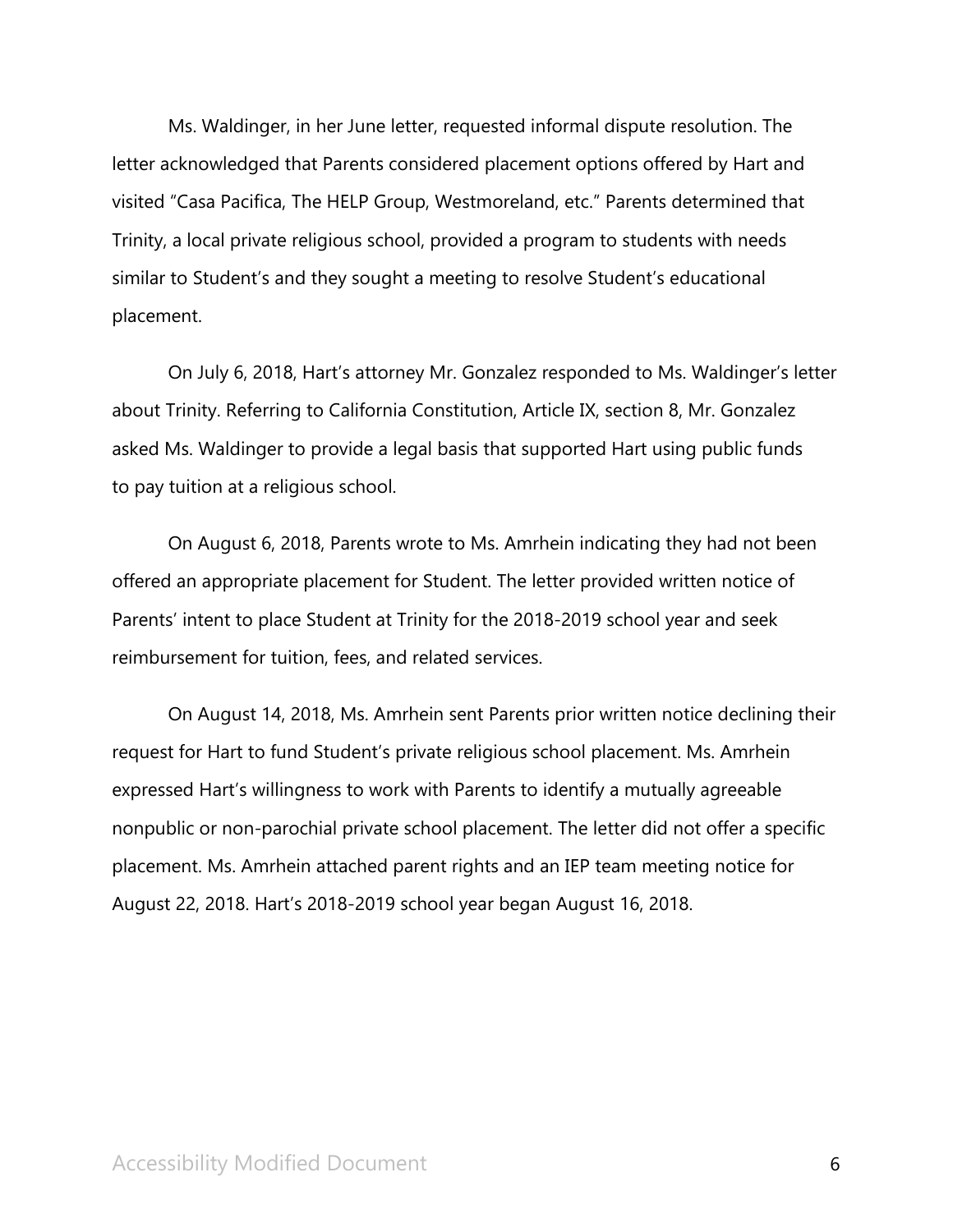Ms. Waldinger, in her June letter, requested informal dispute resolution. The letter acknowledged that Parents considered placement options offered by Hart and visited "Casa Pacifica, The HELP Group, Westmoreland, etc." Parents determined that Trinity, a local private religious school, provided a program to students with needs similar to Student's and they sought a meeting to resolve Student's educational placement.

On July 6, 2018, Hart's attorney Mr. Gonzalez responded to Ms. Waldinger's letter about Trinity. Referring to California Constitution, Article IX, section 8, Mr. Gonzalez asked Ms. Waldinger to provide a legal basis that supported Hart using public funds to pay tuition at a religious school.

On August 6, 2018, Parents wrote to Ms. Amrhein indicating they had not been offered an appropriate placement for Student. The letter provided written notice of Parents' intent to place Student at Trinity for the 2018-2019 school year and seek reimbursement for tuition, fees, and related services.

On August 14, 2018, Ms. Amrhein sent Parents prior written notice declining their request for Hart to fund Student's private religious school placement. Ms. Amrhein expressed Hart's willingness to work with Parents to identify a mutually agreeable nonpublic or non-parochial private school placement. The letter did not offer a specific placement. Ms. Amrhein attached parent rights and an IEP team meeting notice for August 22, 2018. Hart's 2018-2019 school year began August 16, 2018.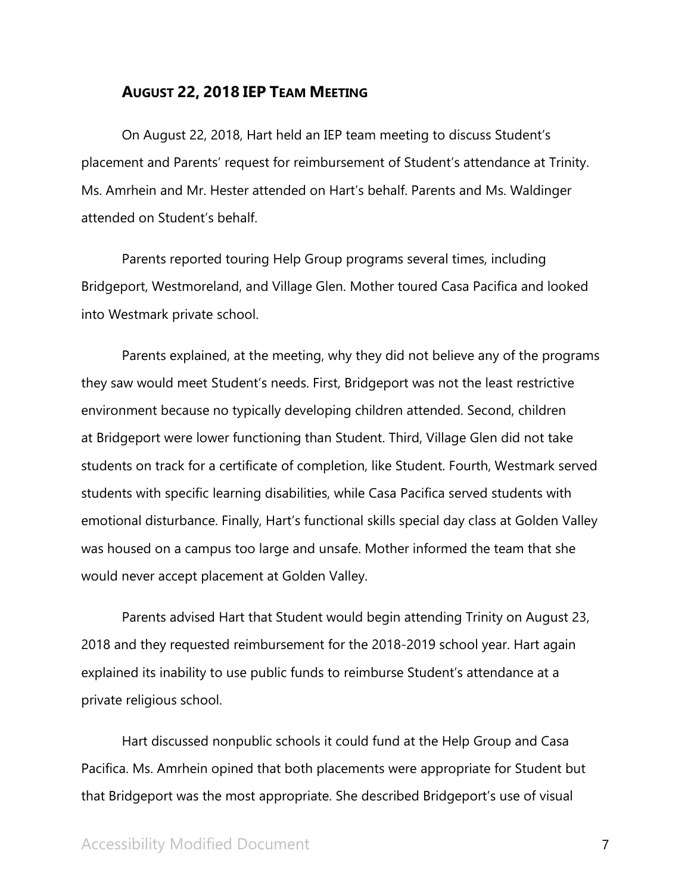### AUGUST 22, 2018 IEP TEAM MEETING

On August 22, 2018, Hart held an IEP team meeting to discuss Student's placement and Parents' request for reimbursement of Student's attendance at Trinity. Ms. Amrhein and Mr. Hester attended on Hart's behalf. Parents and Ms. Waldinger attended on Student's behalf.

Parents reported touring Help Group programs several times, including Bridgeport, Westmoreland, and Village Glen. Mother toured Casa Pacifica and looked into Westmark private school.

Parents explained, at the meeting, why they did not believe any of the programs they saw would meet Student's needs. First, Bridgeport was not the least restrictive environment because no typically developing children attended. Second, children at Bridgeport were lower functioning than Student. Third, Village Glen did not take students on track for a certificate of completion, like Student. Fourth, Westmark served students with specific learning disabilities, while Casa Pacifica served students with emotional disturbance. Finally, Hart's functional skills special day class at Golden Valley was housed on a campus too large and unsafe. Mother informed the team that she would never accept placement at Golden Valley.

Parents advised Hart that Student would begin attending Trinity on August 23, 2018 and they requested reimbursement for the 2018-2019 school year. Hart again explained its inability to use public funds to reimburse Student's attendance at a private religious school.

Hart discussed nonpublic schools it could fund at the Help Group and Casa Pacifica. Ms. Amrhein opined that both placements were appropriate for Student but that Bridgeport was the most appropriate. She described Bridgeport's use of visual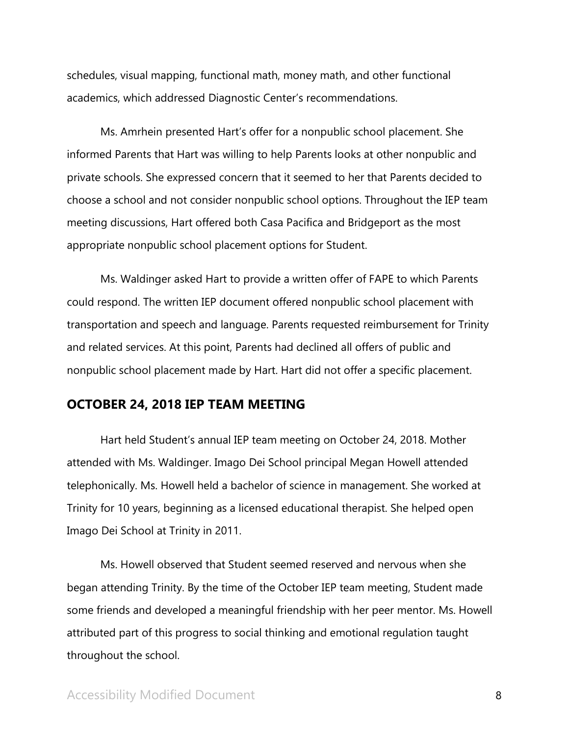schedules, visual mapping, functional math, money math, and other functional academics, which addressed Diagnostic Center's recommendations.

Ms. Amrhein presented Hart's offer for a nonpublic school placement. She informed Parents that Hart was willing to help Parents looks at other nonpublic and private schools. She expressed concern that it seemed to her that Parents decided to choose a school and not consider nonpublic school options. Throughout the IEP team meeting discussions, Hart offered both Casa Pacifica and Bridgeport as the most appropriate nonpublic school placement options for Student.

Ms. Waldinger asked Hart to provide a written offer of FAPE to which Parents could respond. The written IEP document offered nonpublic school placement with transportation and speech and language. Parents requested reimbursement for Trinity and related services. At this point, Parents had declined all offers of public and nonpublic school placement made by Hart. Hart did not offer a specific placement.

## OCTOBER 24, 2018 IEP TEAM MEETING

Hart held Student's annual IEP team meeting on October 24, 2018. Mother attended with Ms. Waldinger. Imago Dei School principal Megan Howell attended telephonically. Ms. Howell held a bachelor of science in management. She worked at Trinity for 10 years, beginning as a licensed educational therapist. She helped open Imago Dei School at Trinity in 2011.

Ms. Howell observed that Student seemed reserved and nervous when she began attending Trinity. By the time of the October IEP team meeting, Student made some friends and developed a meaningful friendship with her peer mentor. Ms. Howell attributed part of this progress to social thinking and emotional regulation taught throughout the school.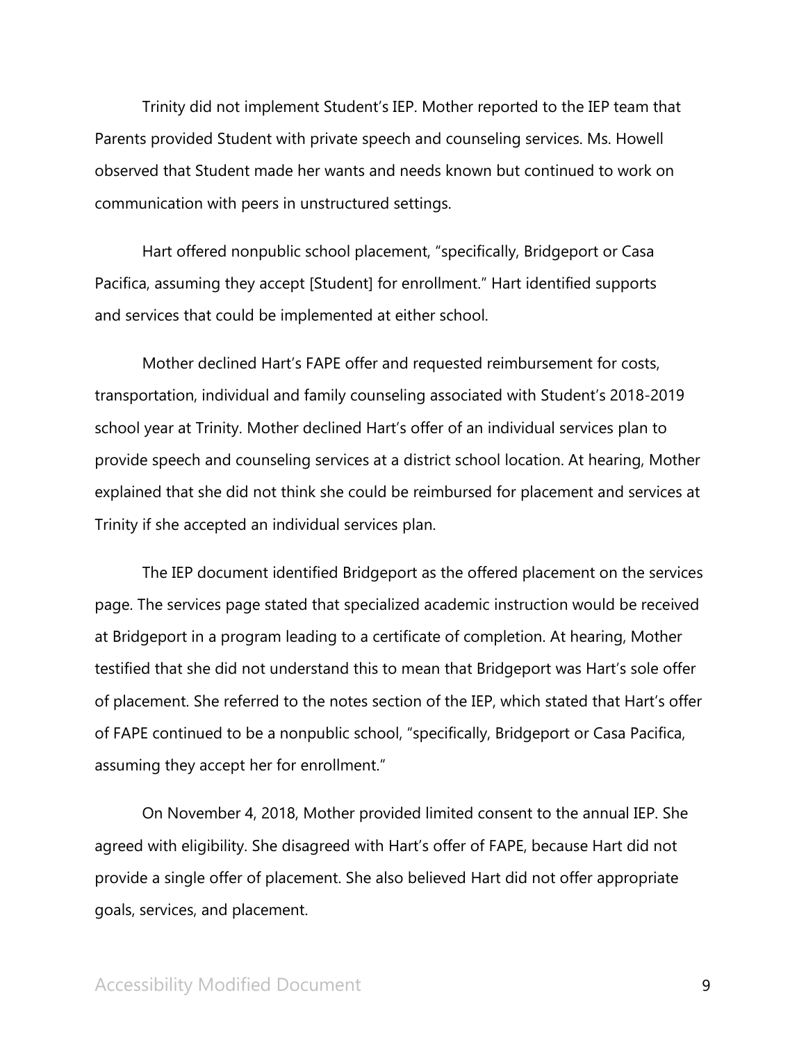Trinity did not implement Student's IEP. Mother reported to the IEP team that Parents provided Student with private speech and counseling services. Ms. Howell observed that Student made her wants and needs known but continued to work on communication with peers in unstructured settings.

Hart offered nonpublic school placement, "specifically, Bridgeport or Casa Pacifica, assuming they accept [Student] for enrollment." Hart identified supports and services that could be implemented at either school.

Mother declined Hart's FAPE offer and requested reimbursement for costs, transportation, individual and family counseling associated with Student's 2018-2019 school year at Trinity. Mother declined Hart's offer of an individual services plan to provide speech and counseling services at a district school location. At hearing, Mother explained that she did not think she could be reimbursed for placement and services at Trinity if she accepted an individual services plan.

The IEP document identified Bridgeport as the offered placement on the services page. The services page stated that specialized academic instruction would be received at Bridgeport in a program leading to a certificate of completion. At hearing, Mother testified that she did not understand this to mean that Bridgeport was Hart's sole offer of placement. She referred to the notes section of the IEP, which stated that Hart's offer of FAPE continued to be a nonpublic school, "specifically, Bridgeport or Casa Pacifica, assuming they accept her for enrollment."

On November 4, 2018, Mother provided limited consent to the annual IEP. She agreed with eligibility. She disagreed with Hart's offer of FAPE, because Hart did not provide a single offer of placement. She also believed Hart did not offer appropriate goals, services, and placement.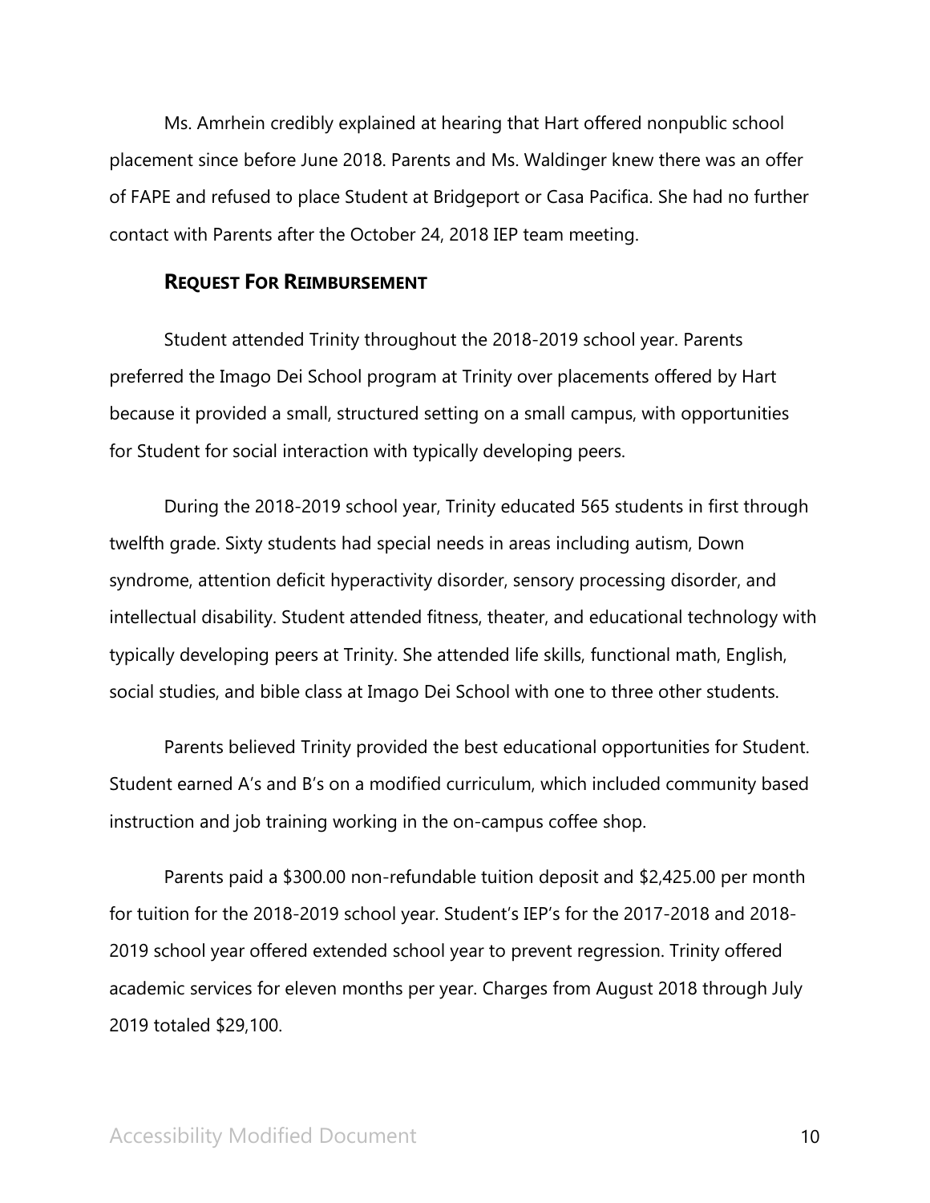Ms. Amrhein credibly explained at hearing that Hart offered nonpublic school placement since before June 2018. Parents and Ms. Waldinger knew there was an offer of FAPE and refused to place Student at Bridgeport or Casa Pacifica. She had no further contact with Parents after the October 24, 2018 IEP team meeting.

### REQUEST FOR REIMBURSEMENT

Student attended Trinity throughout the 2018-2019 school year. Parents preferred the Imago Dei School program at Trinity over placements offered by Hart because it provided a small, structured setting on a small campus, with opportunities for Student for social interaction with typically developing peers.

During the 2018-2019 school year, Trinity educated 565 students in first through twelfth grade. Sixty students had special needs in areas including autism, Down syndrome, attention deficit hyperactivity disorder, sensory processing disorder, and intellectual disability. Student attended fitness, theater, and educational technology with typically developing peers at Trinity. She attended life skills, functional math, English, social studies, and bible class at Imago Dei School with one to three other students.

Parents believed Trinity provided the best educational opportunities for Student. Student earned A's and B's on a modified curriculum, which included community based instruction and job training working in the on-campus coffee shop.

Parents paid a $300.00 non-refundable tuition deposit and $2,425.00 per month for tuition for the 2018-2019 school year. Student's IEP's for the 2017-2018 and 2018-2019 school year offered extended school year to prevent regression. Trinity offered academic services for eleven months per year. Charges from August 2018 through July 2019 totaled $29,100.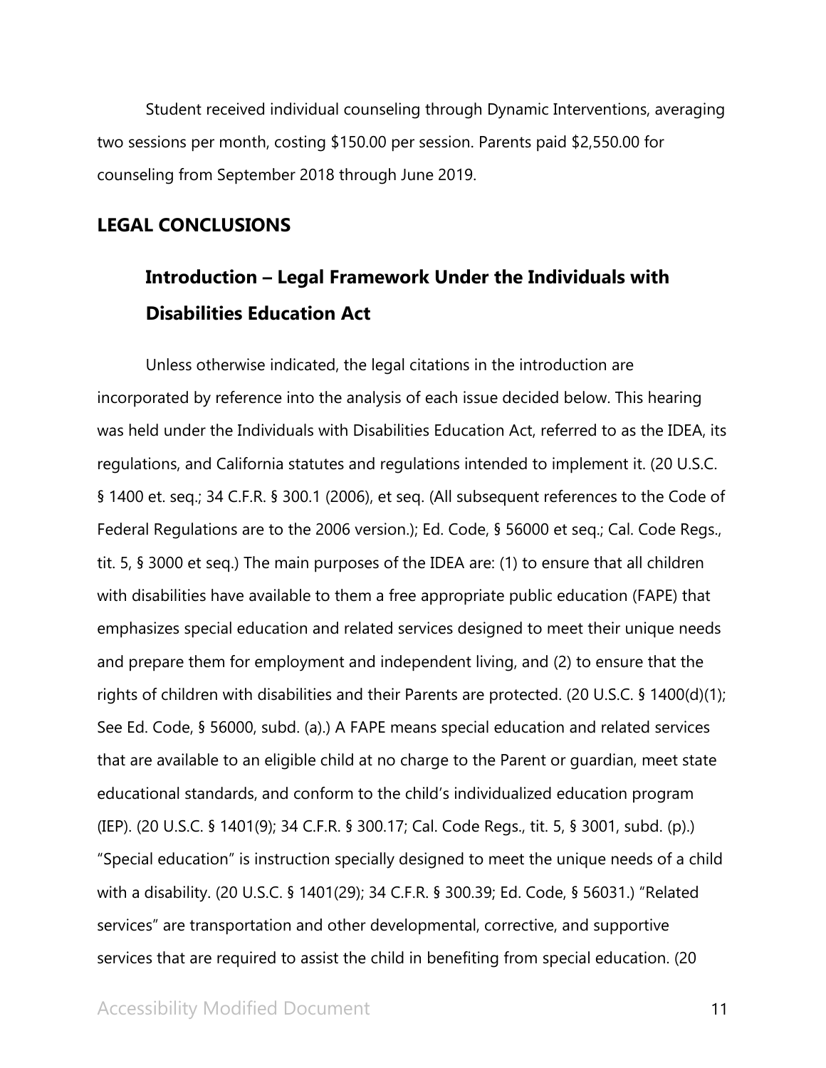Student received individual counseling through Dynamic Interventions, averaging two sessions per month, costing $150.00 per session. Parents paid $2,550.00 for counseling from September 2018 through June 2019.

## LEGAL CONCLUSIONS

### Introduction – Legal Framework Under the Individuals with Disabilities Education Act

Unless otherwise indicated, the legal citations in the introduction are incorporated by reference into the analysis of each issue decided below. This hearing was held under the Individuals with Disabilities Education Act, referred to as the IDEA, its regulations, and California statutes and regulations intended to implement it. (20 U.S.C. § 1400 et. seq.; 34 C.F.R. § 300.1 (2006), et seq. (All subsequent references to the Code of Federal Regulations are to the 2006 version.); Ed. Code, § 56000 et seq.; Cal. Code Regs., tit. 5, § 3000 et seq.) The main purposes of the IDEA are: (1) to ensure that all children with disabilities have available to them a free appropriate public education (FAPE) that emphasizes special education and related services designed to meet their unique needs and prepare them for employment and independent living, and (2) to ensure that the rights of children with disabilities and their Parents are protected. (20 U.S.C. § 1400(d)(1); See Ed. Code, § 56000, subd. (a).) A FAPE means special education and related services that are available to an eligible child at no charge to the Parent or guardian, meet state educational standards, and conform to the child's individualized education program (IEP). (20 U.S.C. § 1401(9); 34 C.F.R. § 300.17; Cal. Code Regs., tit. 5, § 3001, subd. (p).) "Special education" is instruction specially designed to meet the unique needs of a child with a disability. (20 U.S.C. § 1401(29); 34 C.F.R. § 300.39; Ed. Code, § 56031.) "Related services" are transportation and other developmental, corrective, and supportive services that are required to assist the child in benefiting from special education. (20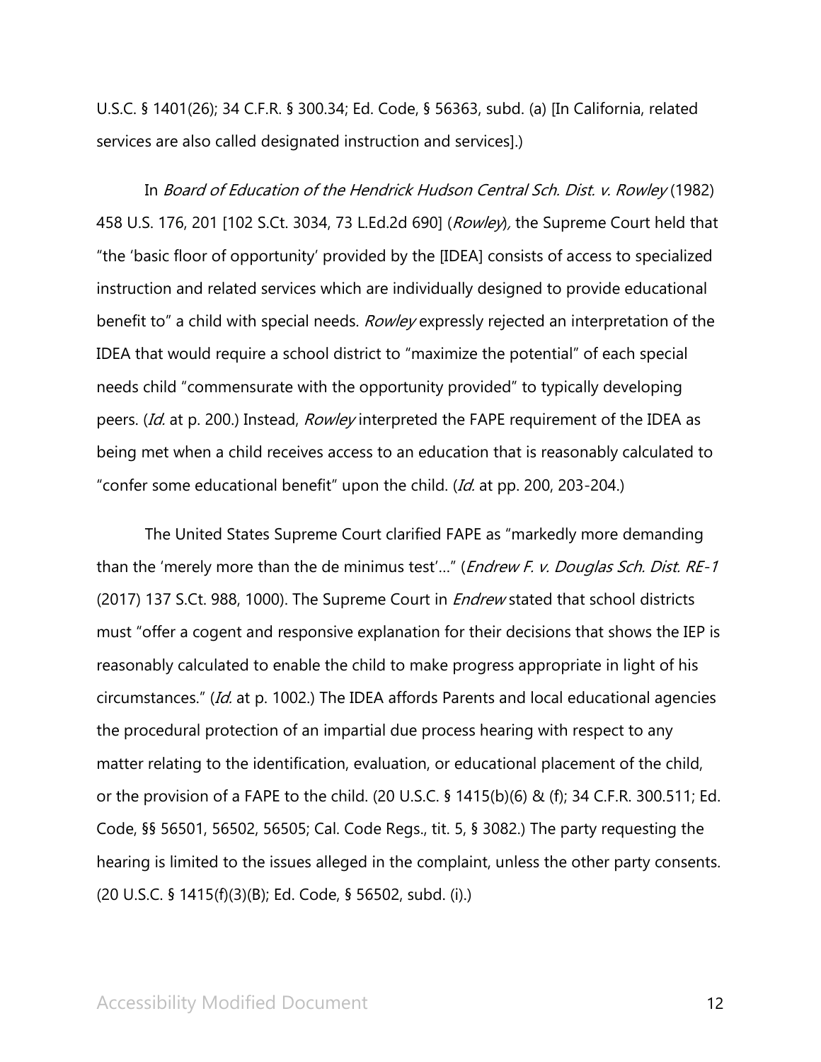U.S.C. § 1401(26); 34 C.F.R. § 300.34; Ed. Code, § 56363, subd. (a) [In California, related services are also called designated instruction and services].)

In *Board of Education of the Hendrick Hudson Central Sch. Dist. v. Rowley* (1982) 458 U.S. 176, 201 [102 S.Ct. 3034, 73 L.Ed.2d 690] (*Rowley*), the Supreme Court held that "the 'basic floor of opportunity' provided by the [IDEA] consists of access to specialized instruction and related services which are individually designed to provide educational benefit to" a child with special needs. *Rowley* expressly rejected an interpretation of the IDEA that would require a school district to "maximize the potential" of each special needs child "commensurate with the opportunity provided" to typically developing peers. (*Id.* at p. 200.) Instead, *Rowley* interpreted the FAPE requirement of the IDEA as being met when a child receives access to an education that is reasonably calculated to "confer some educational benefit" upon the child. (*Id.* at pp. 200, 203-204.)

The United States Supreme Court clarified FAPE as "markedly more demanding than the 'merely more than the de minimus test'…" (*Endrew F. v. Douglas Sch. Dist. RE-1* (2017) 137 S.Ct. 988, 1000). The Supreme Court in *Endrew* stated that school districts must "offer a cogent and responsive explanation for their decisions that shows the IEP is reasonably calculated to enable the child to make progress appropriate in light of his circumstances." (*Id.* at p. 1002.) The IDEA affords Parents and local educational agencies the procedural protection of an impartial due process hearing with respect to any matter relating to the identification, evaluation, or educational placement of the child, or the provision of a FAPE to the child. (20 U.S.C. § 1415(b)(6) & (f); 34 C.F.R. 300.511; Ed. Code, §§ 56501, 56502, 56505; Cal. Code Regs., tit. 5, § 3082.) The party requesting the hearing is limited to the issues alleged in the complaint, unless the other party consents. (20 U.S.C. § 1415(f)(3)(B); Ed. Code, § 56502, subd. (i).)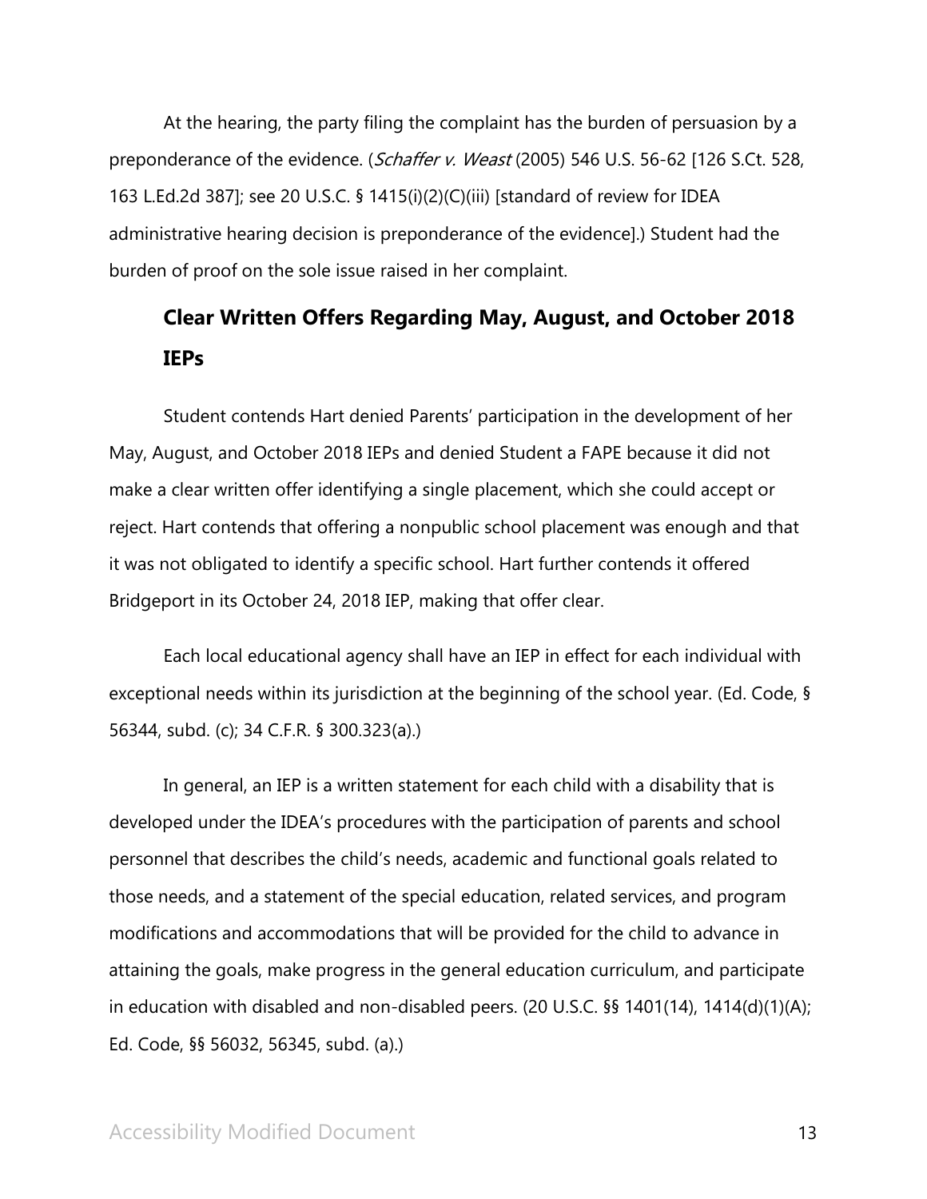At the hearing, the party filing the complaint has the burden of persuasion by a preponderance of the evidence. (*Schaffer v. Weast* (2005) 546 U.S. 56-62 [126 S.Ct. 528, 163 L.Ed.2d 387]; see 20 U.S.C. § 1415(i)(2)(C)(iii) [standard of review for IDEA administrative hearing decision is preponderance of the evidence].) Student had the burden of proof on the sole issue raised in her complaint.

## Clear Written Offers Regarding May, August, and October 2018 IEPs

Student contends Hart denied Parents' participation in the development of her May, August, and October 2018 IEPs and denied Student a FAPE because it did not make a clear written offer identifying a single placement, which she could accept or reject. Hart contends that offering a nonpublic school placement was enough and that it was not obligated to identify a specific school. Hart further contends it offered Bridgeport in its October 24, 2018 IEP, making that offer clear.

Each local educational agency shall have an IEP in effect for each individual with exceptional needs within its jurisdiction at the beginning of the school year. (Ed. Code, § 56344, subd. (c); 34 C.F.R. § 300.323(a).)

In general, an IEP is a written statement for each child with a disability that is developed under the IDEA's procedures with the participation of parents and school personnel that describes the child's needs, academic and functional goals related to those needs, and a statement of the special education, related services, and program modifications and accommodations that will be provided for the child to advance in attaining the goals, make progress in the general education curriculum, and participate in education with disabled and non-disabled peers. (20 U.S.C. §§ 1401(14), 1414(d)(1)(A); Ed. Code, §§ 56032, 56345, subd. (a).)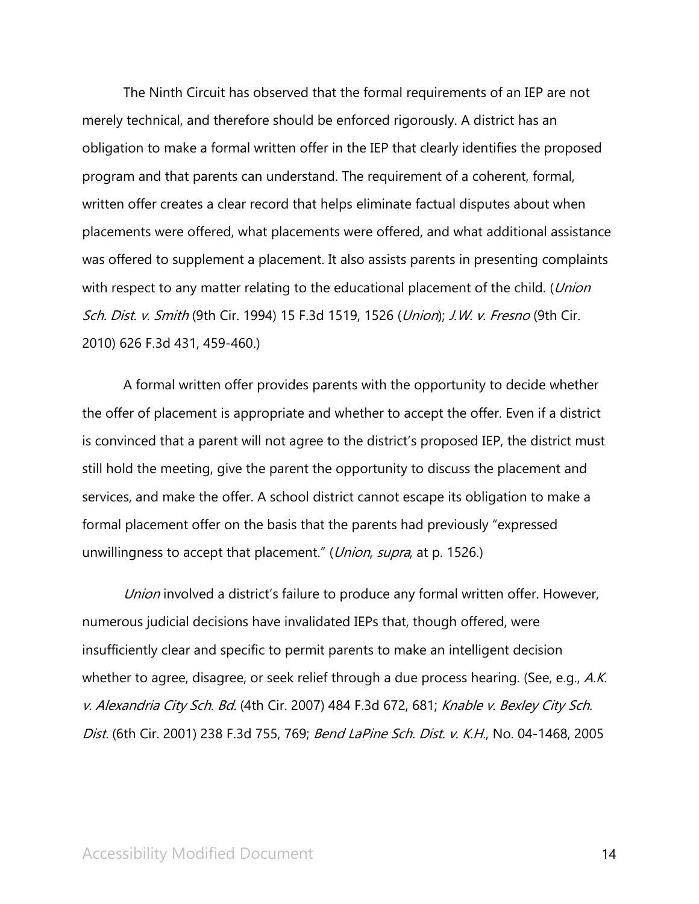The Ninth Circuit has observed that the formal requirements of an IEP are not merely technical, and therefore should be enforced rigorously. A district has an obligation to make a formal written offer in the IEP that clearly identifies the proposed program and that parents can understand. The requirement of a coherent, formal, written offer creates a clear record that helps eliminate factual disputes about when placements were offered, what placements were offered, and what additional assistance was offered to supplement a placement. It also assists parents in presenting complaints with respect to any matter relating to the educational placement of the child. (*Union Sch. Dist. v. Smith* (9th Cir. 1994) 15 F.3d 1519, 1526 (*Union*); *J.W. v. Fresno* (9th Cir. 2010) 626 F.3d 431, 459-460.)

A formal written offer provides parents with the opportunity to decide whether the offer of placement is appropriate and whether to accept the offer. Even if a district is convinced that a parent will not agree to the district's proposed IEP, the district must still hold the meeting, give the parent the opportunity to discuss the placement and services, and make the offer. A school district cannot escape its obligation to make a formal placement offer on the basis that the parents had previously "expressed unwillingness to accept that placement." (*Union*, *supra*, at p. 1526.)

*Union* involved a district's failure to produce any formal written offer. However, numerous judicial decisions have invalidated IEPs that, though offered, were insufficiently clear and specific to permit parents to make an intelligent decision whether to agree, disagree, or seek relief through a due process hearing. (See, e.g., *A.K. v. Alexandria City Sch. Bd.* (4th Cir. 2007) 484 F.3d 672, 681; *Knable v. Bexley City Sch. Dist.* (6th Cir. 2001) 238 F.3d 755, 769; *Bend LaPine Sch. Dist. v. K.H.*, No. 04-1468, 2005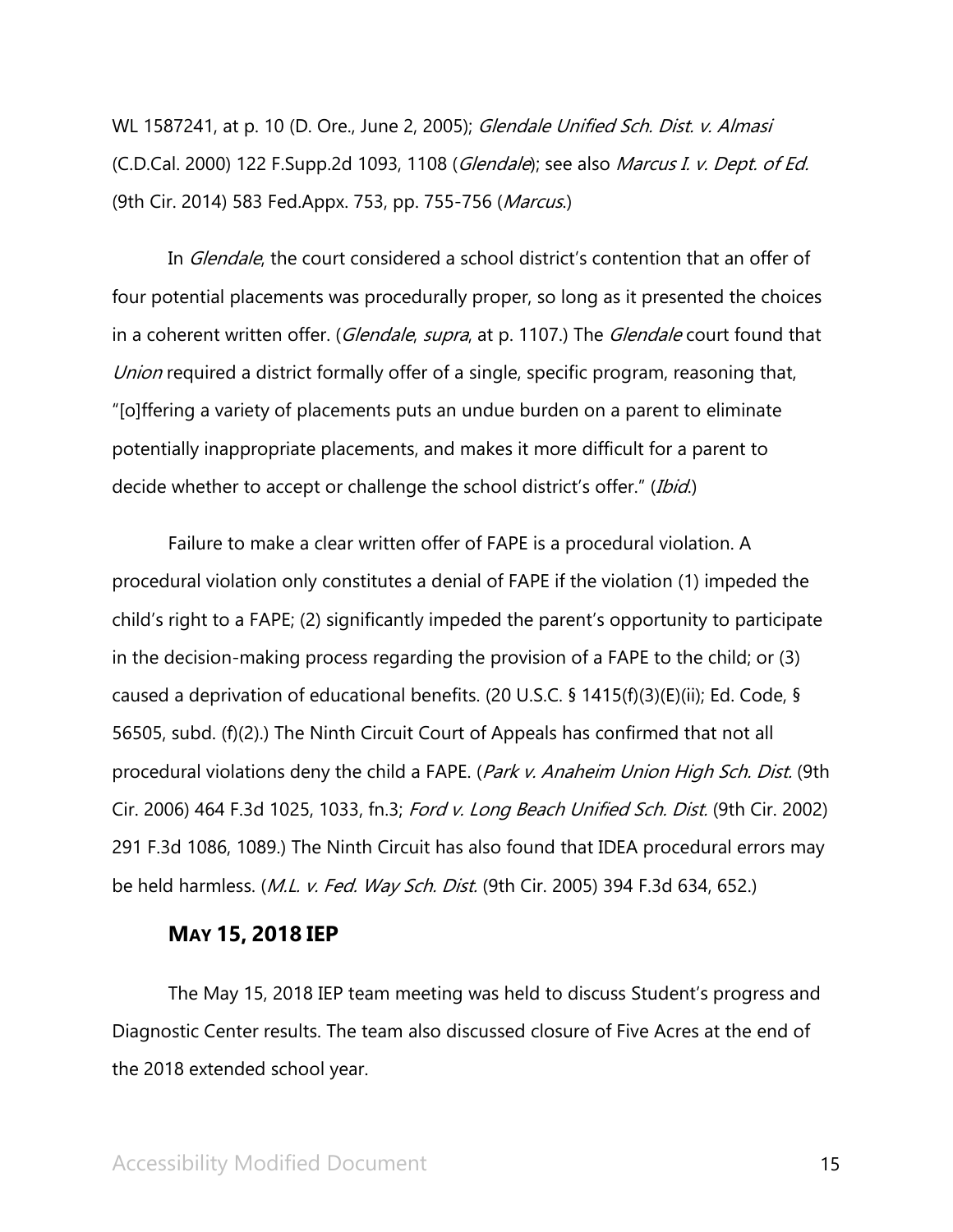WL 1587241, at p. 10 (D. Ore., June 2, 2005); *Glendale Unified Sch. Dist. v. Almasi* (C.D.Cal. 2000) 122 F.Supp.2d 1093, 1108 (*Glendale*); see also *Marcus I. v. Dept. of Ed.* (9th Cir. 2014) 583 Fed.Appx. 753, pp. 755-756 (*Marcus*.)

In *Glendale*, the court considered a school district's contention that an offer of four potential placements was procedurally proper, so long as it presented the choices in a coherent written offer. (*Glendale*, *supra*, at p. 1107.) The *Glendale* court found that *Union* required a district formally offer of a single, specific program, reasoning that, "[o]ffering a variety of placements puts an undue burden on a parent to eliminate potentially inappropriate placements, and makes it more difficult for a parent to decide whether to accept or challenge the school district's offer." (*Ibid*.)

Failure to make a clear written offer of FAPE is a procedural violation. A procedural violation only constitutes a denial of FAPE if the violation (1) impeded the child's right to a FAPE; (2) significantly impeded the parent's opportunity to participate in the decision-making process regarding the provision of a FAPE to the child; or (3) caused a deprivation of educational benefits. (20 U.S.C. § 1415(f)(3)(E)(ii); Ed. Code, § 56505, subd. (f)(2).) The Ninth Circuit Court of Appeals has confirmed that not all procedural violations deny the child a FAPE. (*Park v. Anaheim Union High Sch. Dist.* (9th Cir. 2006) 464 F.3d 1025, 1033, fn.3; *Ford v. Long Beach Unified Sch. Dist.* (9th Cir. 2002) 291 F.3d 1086, 1089.) The Ninth Circuit has also found that IDEA procedural errors may be held harmless. (*M.L. v. Fed. Way Sch. Dist.* (9th Cir. 2005) 394 F.3d 634, 652.)

## MAY 15, 2018 IEP

The May 15, 2018 IEP team meeting was held to discuss Student's progress and Diagnostic Center results. The team also discussed closure of Five Acres at the end of the 2018 extended school year.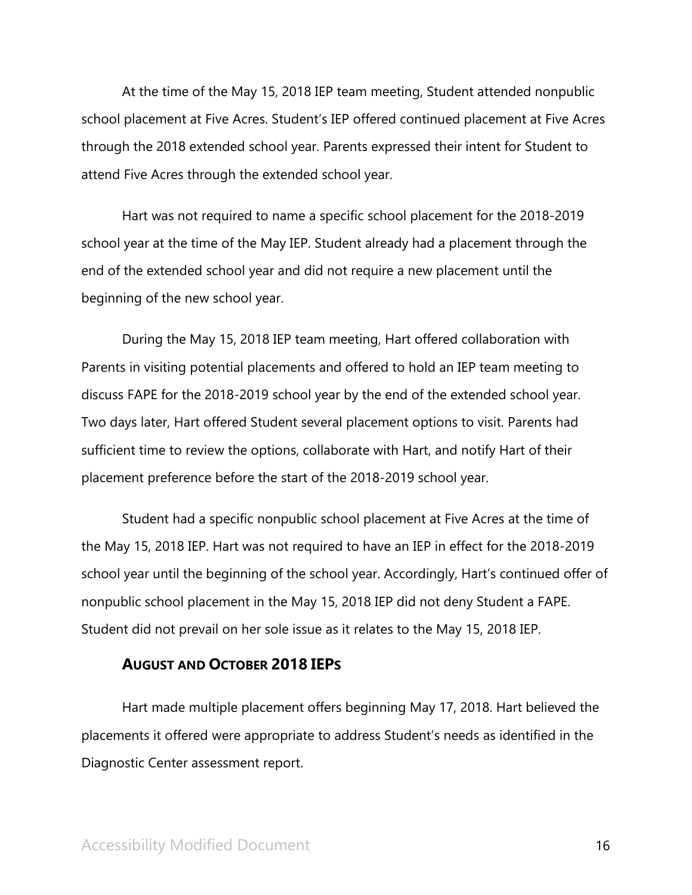At the time of the May 15, 2018 IEP team meeting, Student attended nonpublic school placement at Five Acres. Student's IEP offered continued placement at Five Acres through the 2018 extended school year. Parents expressed their intent for Student to attend Five Acres through the extended school year.

Hart was not required to name a specific school placement for the 2018-2019 school year at the time of the May IEP. Student already had a placement through the end of the extended school year and did not require a new placement until the beginning of the new school year.

During the May 15, 2018 IEP team meeting, Hart offered collaboration with Parents in visiting potential placements and offered to hold an IEP team meeting to discuss FAPE for the 2018-2019 school year by the end of the extended school year. Two days later, Hart offered Student several placement options to visit. Parents had sufficient time to review the options, collaborate with Hart, and notify Hart of their placement preference before the start of the 2018-2019 school year.

Student had a specific nonpublic school placement at Five Acres at the time of the May 15, 2018 IEP. Hart was not required to have an IEP in effect for the 2018-2019 school year until the beginning of the school year. Accordingly, Hart's continued offer of nonpublic school placement in the May 15, 2018 IEP did not deny Student a FAPE. Student did not prevail on her sole issue as it relates to the May 15, 2018 IEP.

### AUGUST AND OCTOBER 2018 IEPS

Hart made multiple placement offers beginning May 17, 2018. Hart believed the placements it offered were appropriate to address Student's needs as identified in the Diagnostic Center assessment report.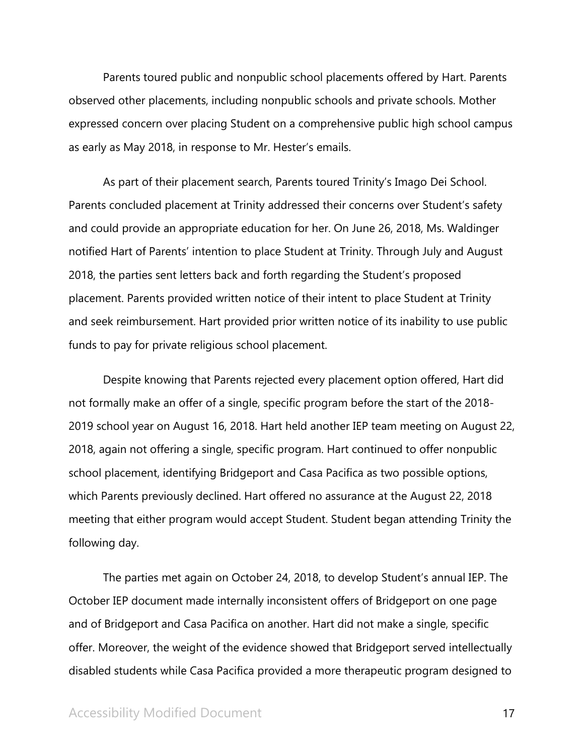Parents toured public and nonpublic school placements offered by Hart. Parents observed other placements, including nonpublic schools and private schools. Mother expressed concern over placing Student on a comprehensive public high school campus as early as May 2018, in response to Mr. Hester's emails.

As part of their placement search, Parents toured Trinity's Imago Dei School. Parents concluded placement at Trinity addressed their concerns over Student's safety and could provide an appropriate education for her. On June 26, 2018, Ms. Waldinger notified Hart of Parents' intention to place Student at Trinity. Through July and August 2018, the parties sent letters back and forth regarding the Student's proposed placement. Parents provided written notice of their intent to place Student at Trinity and seek reimbursement. Hart provided prior written notice of its inability to use public funds to pay for private religious school placement.

Despite knowing that Parents rejected every placement option offered, Hart did not formally make an offer of a single, specific program before the start of the 2018-2019 school year on August 16, 2018. Hart held another IEP team meeting on August 22, 2018, again not offering a single, specific program. Hart continued to offer nonpublic school placement, identifying Bridgeport and Casa Pacifica as two possible options, which Parents previously declined. Hart offered no assurance at the August 22, 2018 meeting that either program would accept Student. Student began attending Trinity the following day.

The parties met again on October 24, 2018, to develop Student's annual IEP. The October IEP document made internally inconsistent offers of Bridgeport on one page and of Bridgeport and Casa Pacifica on another. Hart did not make a single, specific offer. Moreover, the weight of the evidence showed that Bridgeport served intellectually disabled students while Casa Pacifica provided a more therapeutic program designed to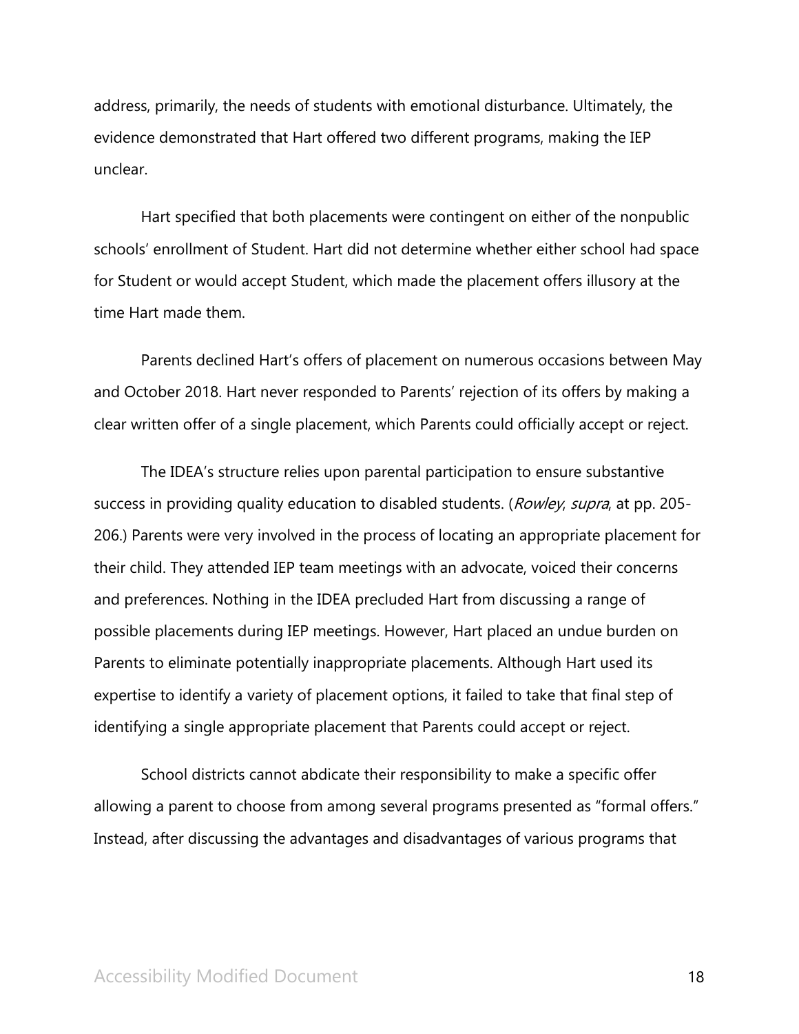address, primarily, the needs of students with emotional disturbance. Ultimately, the evidence demonstrated that Hart offered two different programs, making the IEP unclear.

Hart specified that both placements were contingent on either of the nonpublic schools' enrollment of Student. Hart did not determine whether either school had space for Student or would accept Student, which made the placement offers illusory at the time Hart made them.

Parents declined Hart's offers of placement on numerous occasions between May and October 2018. Hart never responded to Parents' rejection of its offers by making a clear written offer of a single placement, which Parents could officially accept or reject.

The IDEA's structure relies upon parental participation to ensure substantive success in providing quality education to disabled students. (*Rowley*, *supra*, at pp. 205-206.) Parents were very involved in the process of locating an appropriate placement for their child. They attended IEP team meetings with an advocate, voiced their concerns and preferences. Nothing in the IDEA precluded Hart from discussing a range of possible placements during IEP meetings. However, Hart placed an undue burden on Parents to eliminate potentially inappropriate placements. Although Hart used its expertise to identify a variety of placement options, it failed to take that final step of identifying a single appropriate placement that Parents could accept or reject.

School districts cannot abdicate their responsibility to make a specific offer allowing a parent to choose from among several programs presented as "formal offers." Instead, after discussing the advantages and disadvantages of various programs that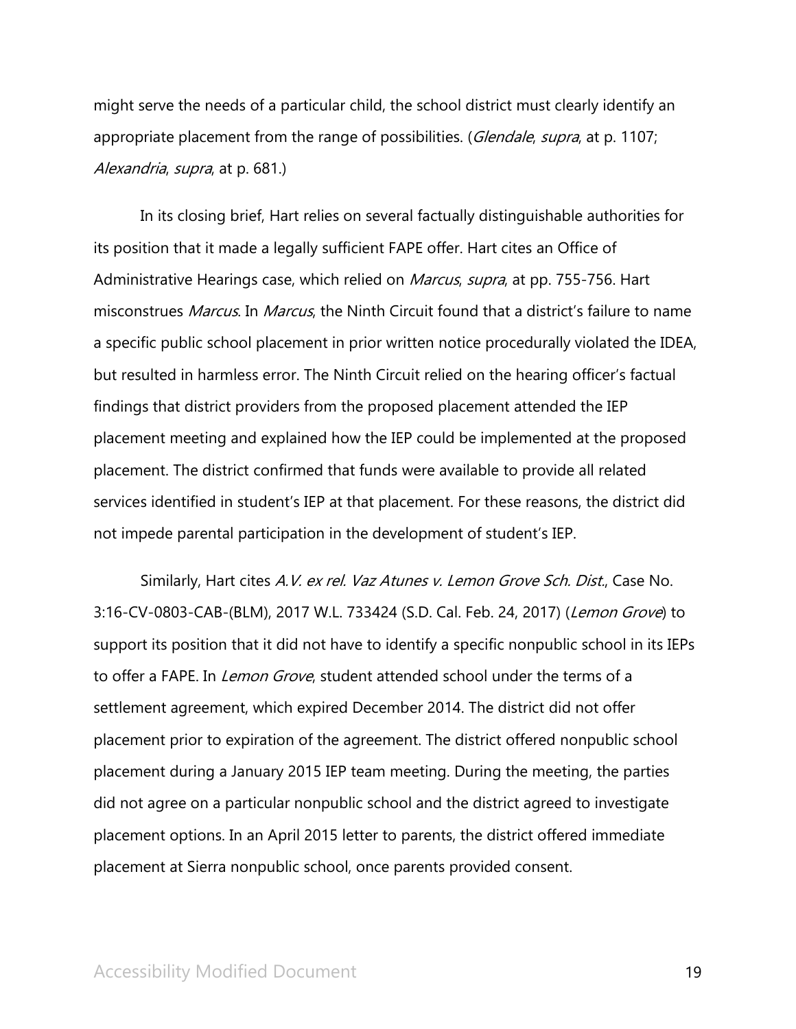might serve the needs of a particular child, the school district must clearly identify an appropriate placement from the range of possibilities. (*Glendale*, *supra*, at p. 1107; *Alexandria*, *supra*, at p. 681.)

In its closing brief, Hart relies on several factually distinguishable authorities for its position that it made a legally sufficient FAPE offer. Hart cites an Office of Administrative Hearings case, which relied on *Marcus*, *supra*, at pp. 755-756. Hart misconstrues *Marcus*. In *Marcus*, the Ninth Circuit found that a district's failure to name a specific public school placement in prior written notice procedurally violated the IDEA, but resulted in harmless error. The Ninth Circuit relied on the hearing officer's factual findings that district providers from the proposed placement attended the IEP placement meeting and explained how the IEP could be implemented at the proposed placement. The district confirmed that funds were available to provide all related services identified in student's IEP at that placement. For these reasons, the district did not impede parental participation in the development of student's IEP.

Similarly, Hart cites *A.V. ex rel. Vaz Atunes v. Lemon Grove Sch. Dist.*, Case No. 3:16-CV-0803-CAB-(BLM), 2017 W.L. 733424 (S.D. Cal. Feb. 24, 2017) (*Lemon Grove*) to support its position that it did not have to identify a specific nonpublic school in its IEPs to offer a FAPE. In *Lemon Grove*, student attended school under the terms of a settlement agreement, which expired December 2014. The district did not offer placement prior to expiration of the agreement. The district offered nonpublic school placement during a January 2015 IEP team meeting. During the meeting, the parties did not agree on a particular nonpublic school and the district agreed to investigate placement options. In an April 2015 letter to parents, the district offered immediate placement at Sierra nonpublic school, once parents provided consent.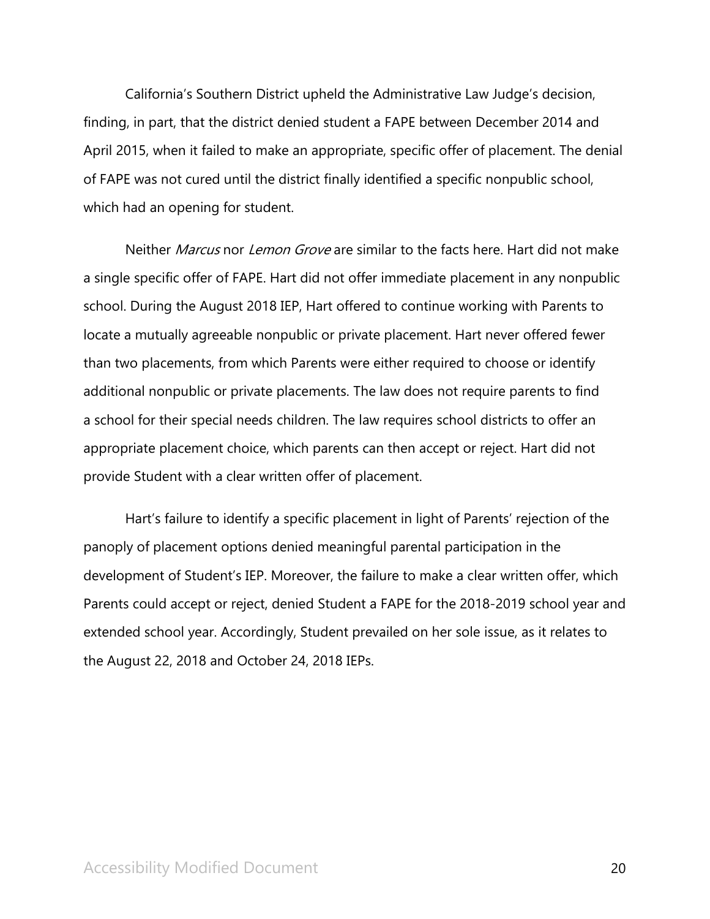California's Southern District upheld the Administrative Law Judge's decision, finding, in part, that the district denied student a FAPE between December 2014 and April 2015, when it failed to make an appropriate, specific offer of placement. The denial of FAPE was not cured until the district finally identified a specific nonpublic school, which had an opening for student.

Neither *Marcus* nor *Lemon Grove* are similar to the facts here. Hart did not make a single specific offer of FAPE. Hart did not offer immediate placement in any nonpublic school. During the August 2018 IEP, Hart offered to continue working with Parents to locate a mutually agreeable nonpublic or private placement. Hart never offered fewer than two placements, from which Parents were either required to choose or identify additional nonpublic or private placements. The law does not require parents to find a school for their special needs children. The law requires school districts to offer an appropriate placement choice, which parents can then accept or reject. Hart did not provide Student with a clear written offer of placement.

Hart's failure to identify a specific placement in light of Parents' rejection of the panoply of placement options denied meaningful parental participation in the development of Student's IEP. Moreover, the failure to make a clear written offer, which Parents could accept or reject, denied Student a FAPE for the 2018-2019 school year and extended school year. Accordingly, Student prevailed on her sole issue, as it relates to the August 22, 2018 and October 24, 2018 IEPs.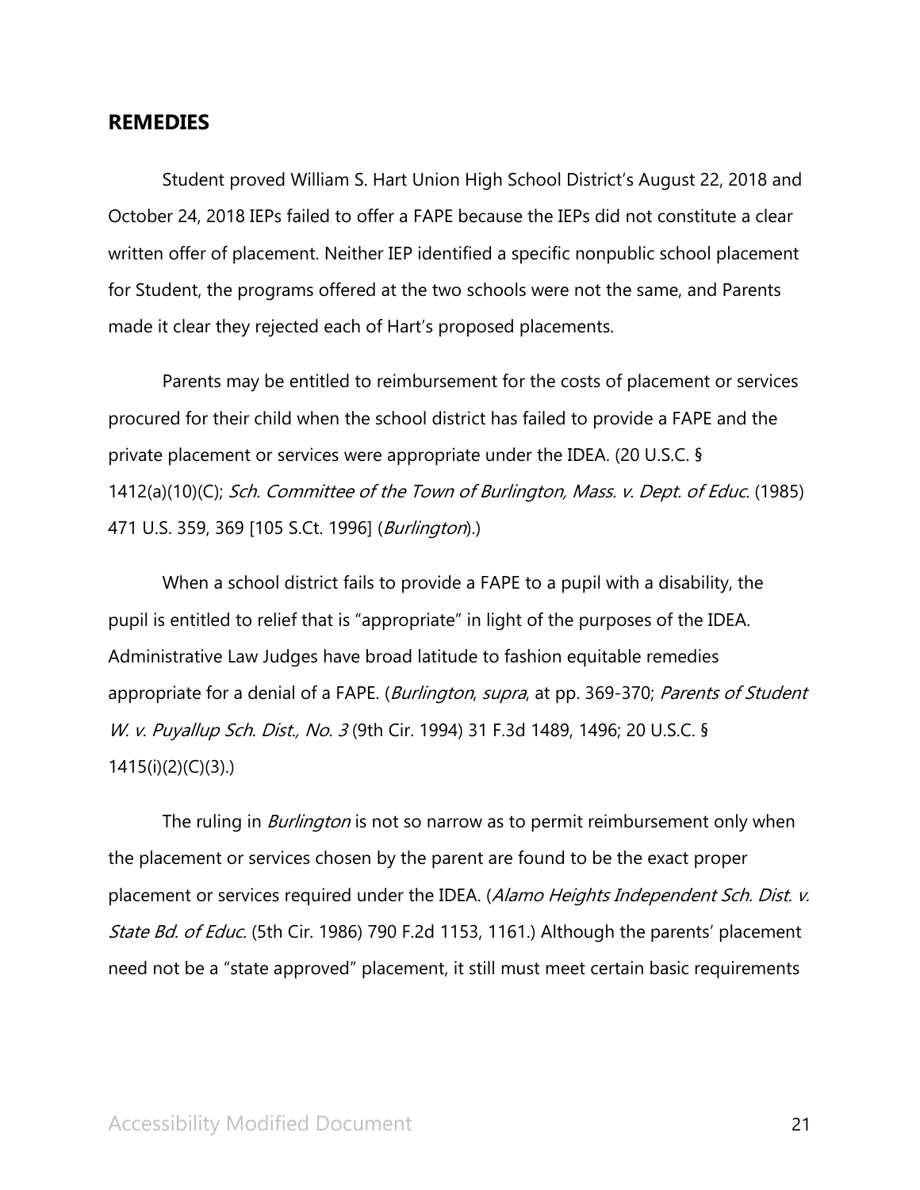## REMEDIES

Student proved William S. Hart Union High School District's August 22, 2018 and October 24, 2018 IEPs failed to offer a FAPE because the IEPs did not constitute a clear written offer of placement. Neither IEP identified a specific nonpublic school placement for Student, the programs offered at the two schools were not the same, and Parents made it clear they rejected each of Hart's proposed placements.

Parents may be entitled to reimbursement for the costs of placement or services procured for their child when the school district has failed to provide a FAPE and the private placement or services were appropriate under the IDEA. (20 U.S.C. § 1412(a)(10)(C); *Sch. Committee of the Town of Burlington, Mass. v. Dept. of Educ.* (1985) 471 U.S. 359, 369 [105 S.Ct. 1996] (*Burlington*).)

When a school district fails to provide a FAPE to a pupil with a disability, the pupil is entitled to relief that is "appropriate" in light of the purposes of the IDEA. Administrative Law Judges have broad latitude to fashion equitable remedies appropriate for a denial of a FAPE. (*Burlington*, *supra*, at pp. 369-370; *Parents of Student W. v. Puyallup Sch. Dist., No. 3* (9th Cir. 1994) 31 F.3d 1489, 1496; 20 U.S.C. § 1415(i)(2)(C)(3).)

The ruling in *Burlington* is not so narrow as to permit reimbursement only when the placement or services chosen by the parent are found to be the exact proper placement or services required under the IDEA. (*Alamo Heights Independent Sch. Dist. v. State Bd. of Educ.* (5th Cir. 1986) 790 F.2d 1153, 1161.) Although the parents' placement need not be a "state approved" placement, it still must meet certain basic requirements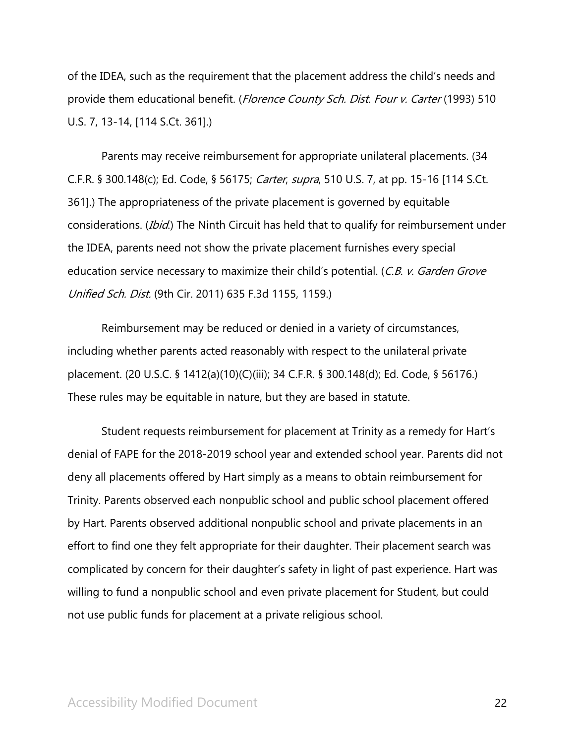of the IDEA, such as the requirement that the placement address the child's needs and provide them educational benefit. (*Florence County Sch. Dist. Four v. Carter* (1993) 510 U.S. 7, 13-14, [114 S.Ct. 361].)

Parents may receive reimbursement for appropriate unilateral placements. (34 C.F.R. § 300.148(c); Ed. Code, § 56175; *Carter*, *supra*, 510 U.S. 7, at pp. 15-16 [114 S.Ct. 361].) The appropriateness of the private placement is governed by equitable considerations. (*Ibid.*) The Ninth Circuit has held that to qualify for reimbursement under the IDEA, parents need not show the private placement furnishes every special education service necessary to maximize their child's potential. (*C.B. v. Garden Grove Unified Sch. Dist.* (9th Cir. 2011) 635 F.3d 1155, 1159.)

Reimbursement may be reduced or denied in a variety of circumstances, including whether parents acted reasonably with respect to the unilateral private placement. (20 U.S.C. § 1412(a)(10)(C)(iii); 34 C.F.R. § 300.148(d); Ed. Code, § 56176.) These rules may be equitable in nature, but they are based in statute.

Student requests reimbursement for placement at Trinity as a remedy for Hart's denial of FAPE for the 2018-2019 school year and extended school year. Parents did not deny all placements offered by Hart simply as a means to obtain reimbursement for Trinity. Parents observed each nonpublic school and public school placement offered by Hart. Parents observed additional nonpublic school and private placements in an effort to find one they felt appropriate for their daughter. Their placement search was complicated by concern for their daughter's safety in light of past experience. Hart was willing to fund a nonpublic school and even private placement for Student, but could not use public funds for placement at a private religious school.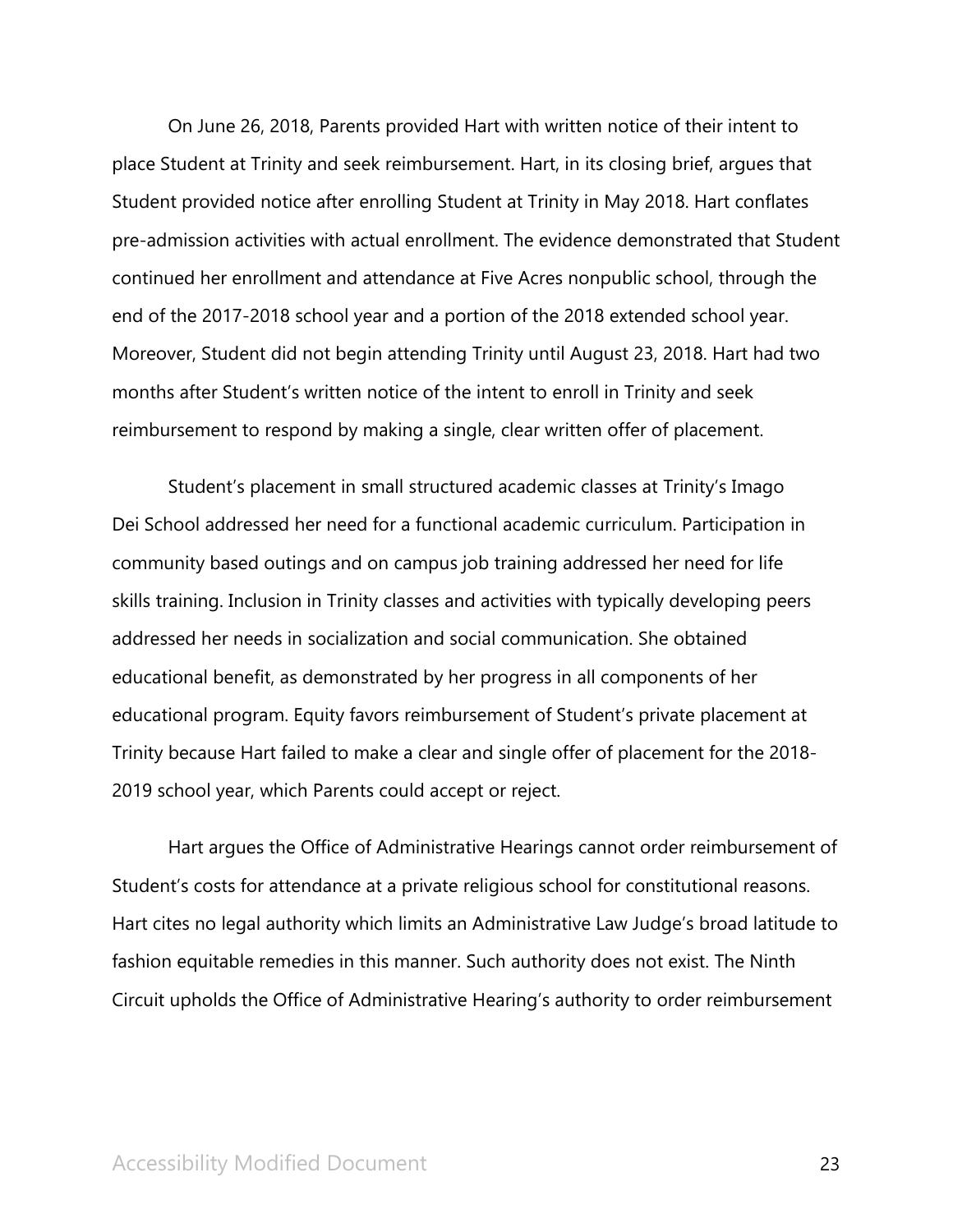On June 26, 2018, Parents provided Hart with written notice of their intent to place Student at Trinity and seek reimbursement. Hart, in its closing brief, argues that Student provided notice after enrolling Student at Trinity in May 2018. Hart conflates pre-admission activities with actual enrollment. The evidence demonstrated that Student continued her enrollment and attendance at Five Acres nonpublic school, through the end of the 2017-2018 school year and a portion of the 2018 extended school year. Moreover, Student did not begin attending Trinity until August 23, 2018. Hart had two months after Student's written notice of the intent to enroll in Trinity and seek reimbursement to respond by making a single, clear written offer of placement.

Student's placement in small structured academic classes at Trinity's Imago Dei School addressed her need for a functional academic curriculum. Participation in community based outings and on campus job training addressed her need for life skills training. Inclusion in Trinity classes and activities with typically developing peers addressed her needs in socialization and social communication. She obtained educational benefit, as demonstrated by her progress in all components of her educational program. Equity favors reimbursement of Student's private placement at Trinity because Hart failed to make a clear and single offer of placement for the 2018-2019 school year, which Parents could accept or reject.

Hart argues the Office of Administrative Hearings cannot order reimbursement of Student's costs for attendance at a private religious school for constitutional reasons. Hart cites no legal authority which limits an Administrative Law Judge's broad latitude to fashion equitable remedies in this manner. Such authority does not exist. The Ninth Circuit upholds the Office of Administrative Hearing's authority to order reimbursement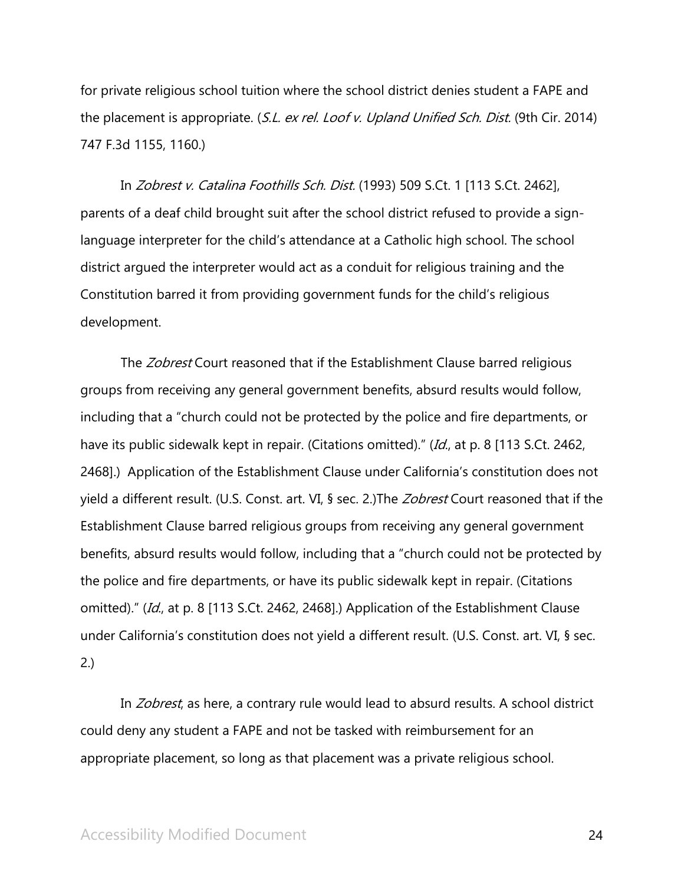for private religious school tuition where the school district denies student a FAPE and the placement is appropriate. (*S.L. ex rel. Loof v. Upland Unified Sch. Dist.* (9th Cir. 2014) 747 F.3d 1155, 1160.)

In *Zobrest v. Catalina Foothills Sch. Dist.* (1993) 509 S.Ct. 1 [113 S.Ct. 2462], parents of a deaf child brought suit after the school district refused to provide a sign-language interpreter for the child's attendance at a Catholic high school. The school district argued the interpreter would act as a conduit for religious training and the Constitution barred it from providing government funds for the child's religious development.

The *Zobrest* Court reasoned that if the Establishment Clause barred religious groups from receiving any general government benefits, absurd results would follow, including that a "church could not be protected by the police and fire departments, or have its public sidewalk kept in repair. (Citations omitted)." (*Id.*, at p. 8 [113 S.Ct. 2462, 2468].) Application of the Establishment Clause under California's constitution does not yield a different result. (U.S. Const. art. VI, § sec. 2.)The *Zobrest* Court reasoned that if the Establishment Clause barred religious groups from receiving any general government benefits, absurd results would follow, including that a "church could not be protected by the police and fire departments, or have its public sidewalk kept in repair. (Citations omitted)." (*Id.*, at p. 8 [113 S.Ct. 2462, 2468].) Application of the Establishment Clause under California's constitution does not yield a different result. (U.S. Const. art. VI, § sec. 2.)

In *Zobrest*, as here, a contrary rule would lead to absurd results. A school district could deny any student a FAPE and not be tasked with reimbursement for an appropriate placement, so long as that placement was a private religious school.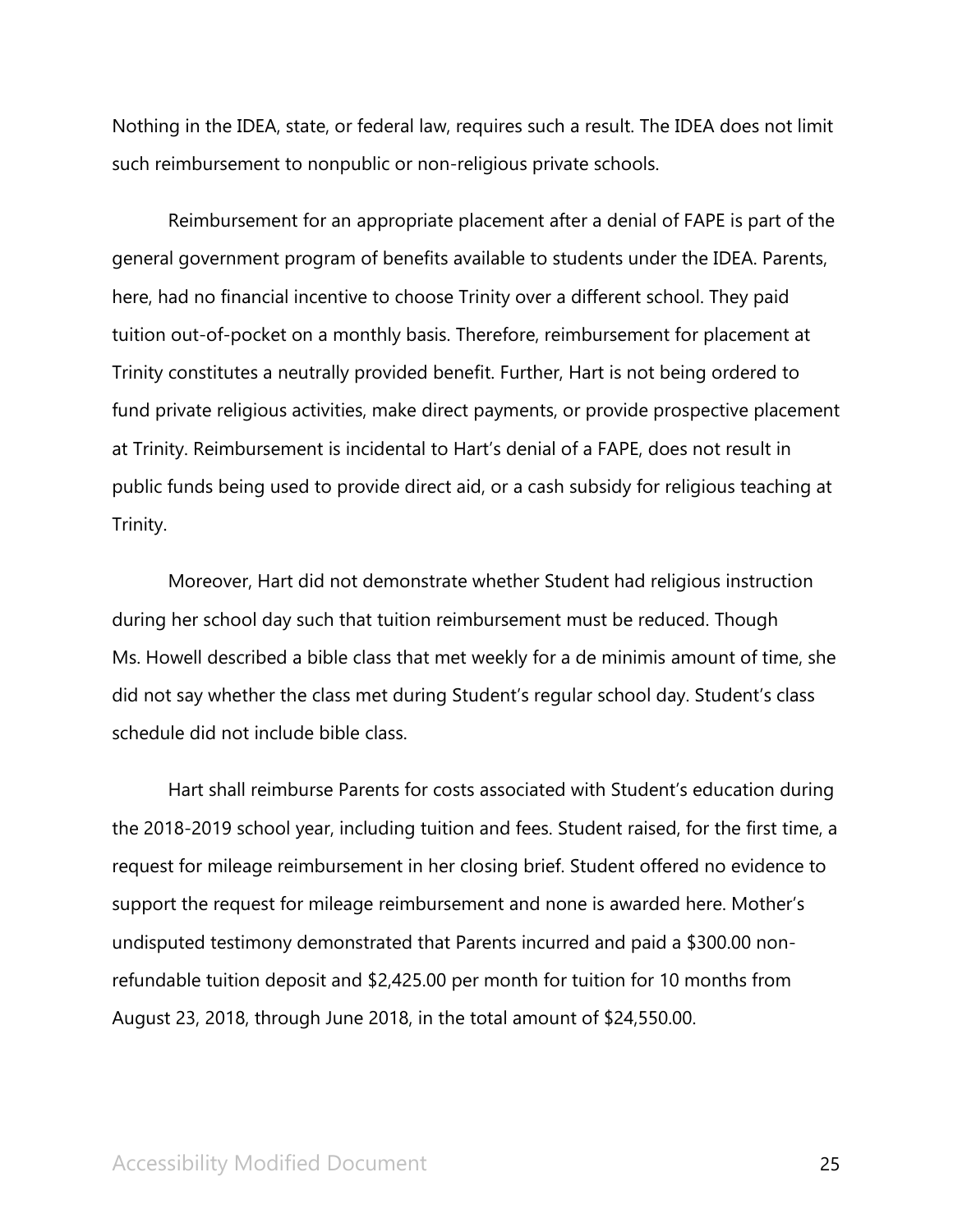Nothing in the IDEA, state, or federal law, requires such a result. The IDEA does not limit such reimbursement to nonpublic or non-religious private schools.

Reimbursement for an appropriate placement after a denial of FAPE is part of the general government program of benefits available to students under the IDEA. Parents, here, had no financial incentive to choose Trinity over a different school. They paid tuition out-of-pocket on a monthly basis. Therefore, reimbursement for placement at Trinity constitutes a neutrally provided benefit. Further, Hart is not being ordered to fund private religious activities, make direct payments, or provide prospective placement at Trinity. Reimbursement is incidental to Hart's denial of a FAPE, does not result in public funds being used to provide direct aid, or a cash subsidy for religious teaching at Trinity.

Moreover, Hart did not demonstrate whether Student had religious instruction during her school day such that tuition reimbursement must be reduced. Though Ms. Howell described a bible class that met weekly for a de minimis amount of time, she did not say whether the class met during Student's regular school day. Student's class schedule did not include bible class.

Hart shall reimburse Parents for costs associated with Student's education during the 2018-2019 school year, including tuition and fees. Student raised, for the first time, a request for mileage reimbursement in her closing brief. Student offered no evidence to support the request for mileage reimbursement and none is awarded here. Mother's undisputed testimony demonstrated that Parents incurred and paid a $300.00 non-refundable tuition deposit and $2,425.00 per month for tuition for 10 months from August 23, 2018, through June 2018, in the total amount of $24,550.00.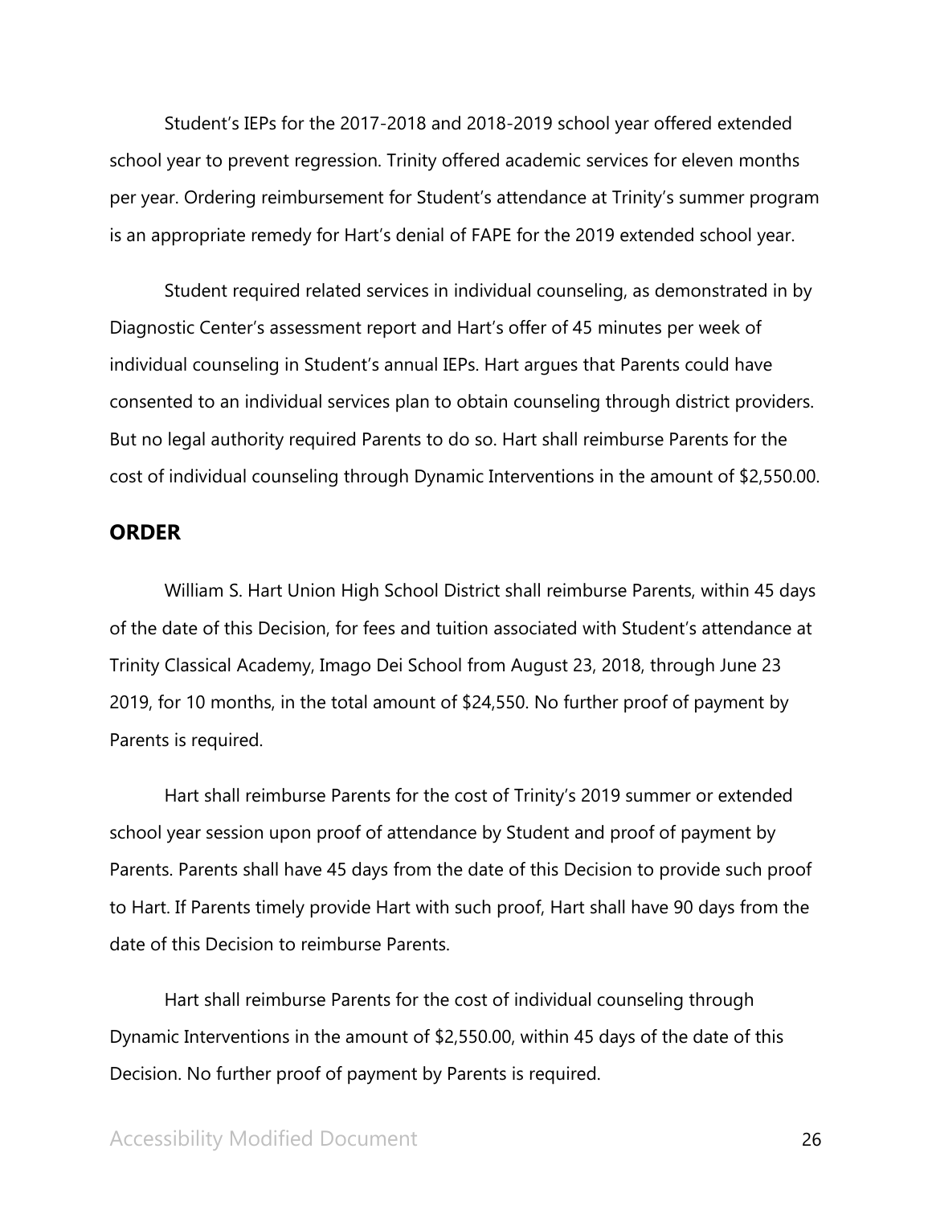Student's IEPs for the 2017-2018 and 2018-2019 school year offered extended school year to prevent regression. Trinity offered academic services for eleven months per year. Ordering reimbursement for Student's attendance at Trinity's summer program is an appropriate remedy for Hart's denial of FAPE for the 2019 extended school year.

Student required related services in individual counseling, as demonstrated in by Diagnostic Center's assessment report and Hart's offer of 45 minutes per week of individual counseling in Student's annual IEPs. Hart argues that Parents could have consented to an individual services plan to obtain counseling through district providers. But no legal authority required Parents to do so. Hart shall reimburse Parents for the cost of individual counseling through Dynamic Interventions in the amount of $2,550.00.

## ORDER

William S. Hart Union High School District shall reimburse Parents, within 45 days of the date of this Decision, for fees and tuition associated with Student's attendance at Trinity Classical Academy, Imago Dei School from August 23, 2018, through June 23 2019, for 10 months, in the total amount of $24,550. No further proof of payment by Parents is required.

Hart shall reimburse Parents for the cost of Trinity's 2019 summer or extended school year session upon proof of attendance by Student and proof of payment by Parents. Parents shall have 45 days from the date of this Decision to provide such proof to Hart. If Parents timely provide Hart with such proof, Hart shall have 90 days from the date of this Decision to reimburse Parents.

Hart shall reimburse Parents for the cost of individual counseling through Dynamic Interventions in the amount of $2,550.00, within 45 days of the date of this Decision. No further proof of payment by Parents is required.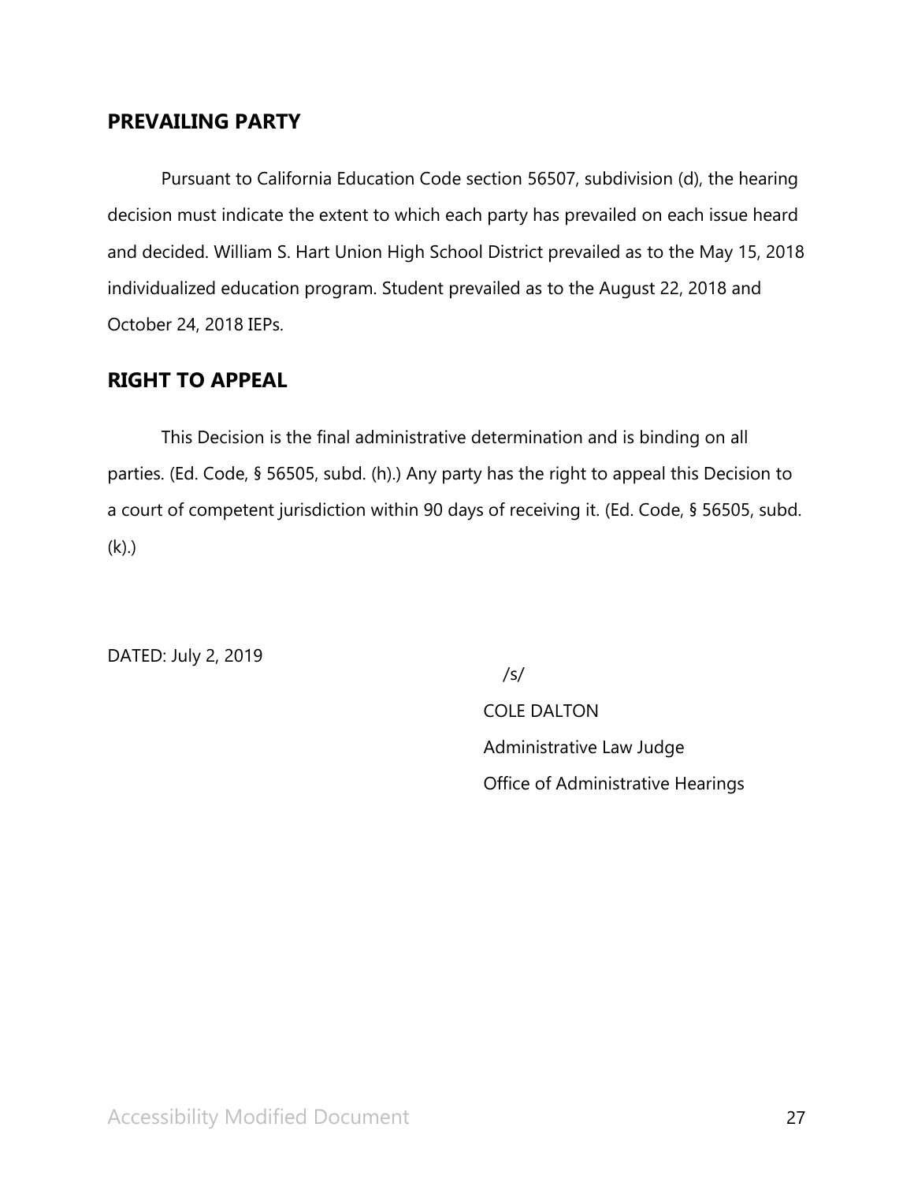## PREVAILING PARTY

Pursuant to California Education Code section 56507, subdivision (d), the hearing decision must indicate the extent to which each party has prevailed on each issue heard and decided. William S. Hart Union High School District prevailed as to the May 15, 2018 individualized education program. Student prevailed as to the August 22, 2018 and October 24, 2018 IEPs.

## RIGHT TO APPEAL

This Decision is the final administrative determination and is binding on all parties. (Ed. Code, § 56505, subd. (h).) Any party has the right to appeal this Decision to a court of competent jurisdiction within 90 days of receiving it. (Ed. Code, § 56505, subd. (k).)

DATED: July 2, 2019

/s/

COLE DALTON

Administrative Law Judge

Office of Administrative Hearings